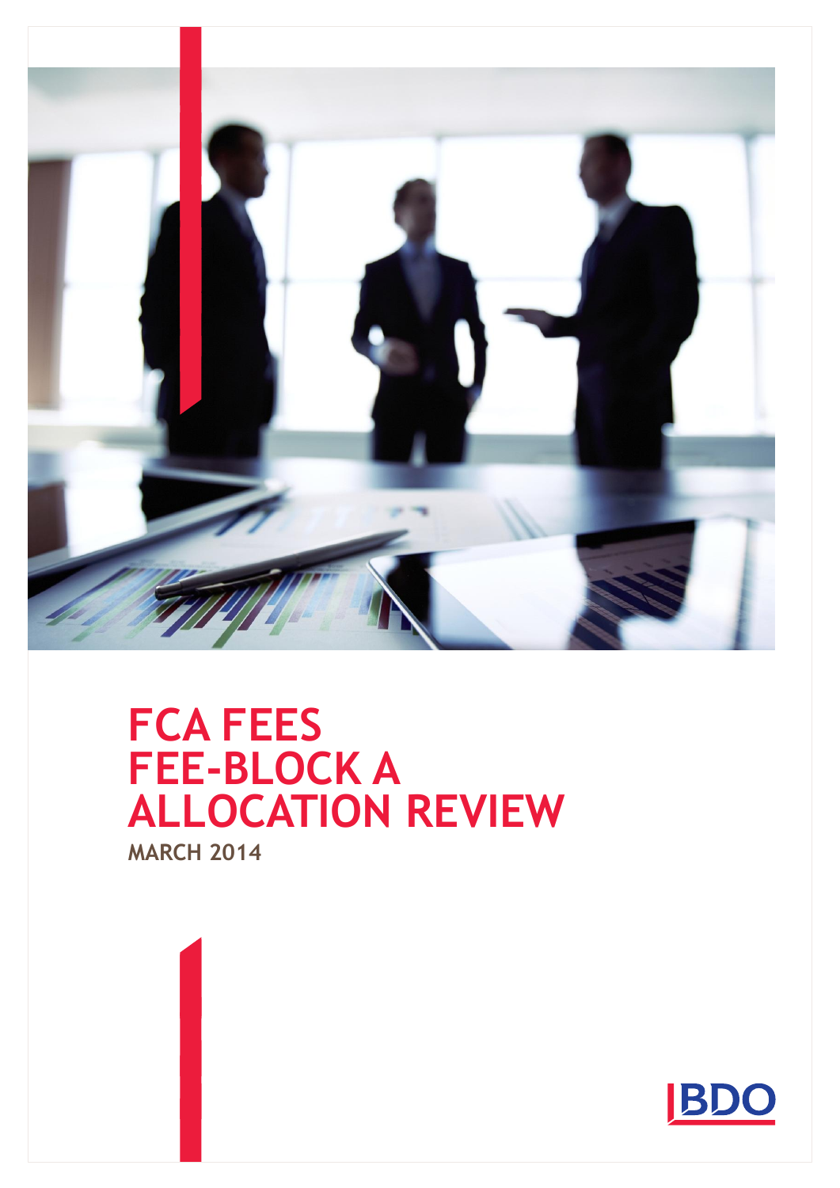# FCA FEES
# FEE-BLOCK A
# ALLOCATION REVIEW

**MARCH 2014**

BDO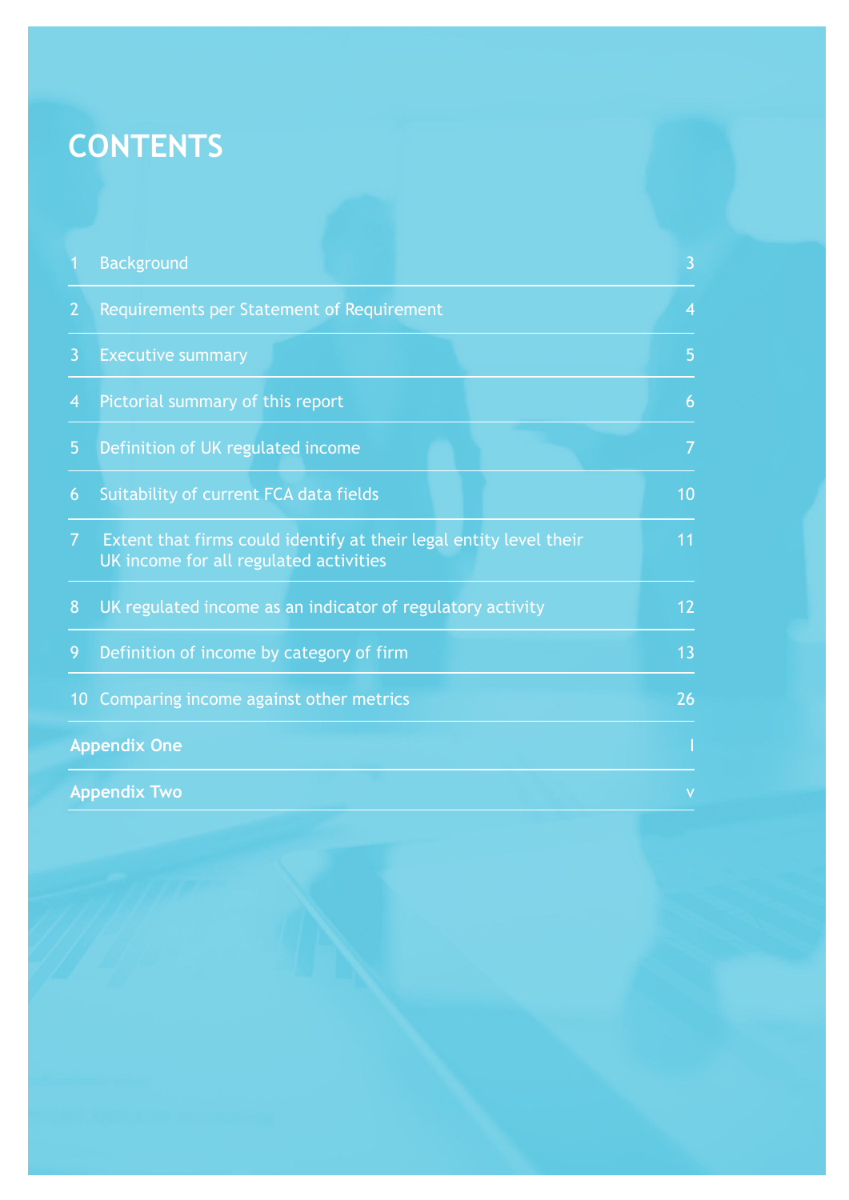# CONTENTS

| | | |
|---|---|---|
| 1 | Background | 3 |
| 2 | Requirements per Statement of Requirement | 4 |
| 3 | Executive summary | 5 |
| 4 | Pictorial summary of this report | 6 |
| 5 | Definition of UK regulated income | 7 |
| 6 | Suitability of current FCA data fields | 10 |
| 7 | Extent that firms could identify at their legal entity level their UK income for all regulated activities | 11 |
| 8 | UK regulated income as an indicator of regulatory activity | 12 |
| 9 | Definition of income by category of firm | 13 |
| 10 | Comparing income against other metrics | 26 |
| **Appendix One** | | I |
| **Appendix Two** | | v |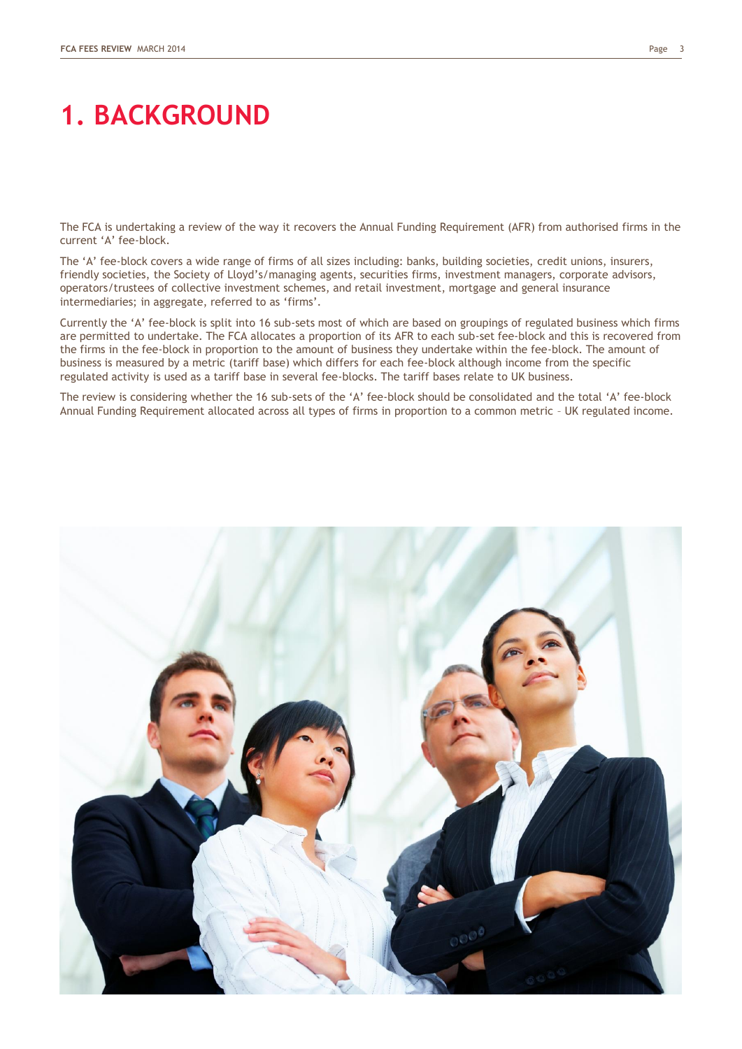# 1. BACKGROUND

The FCA is undertaking a review of the way it recovers the Annual Funding Requirement (AFR) from authorised firms in the current 'A' fee-block.

The 'A' fee-block covers a wide range of firms of all sizes including: banks, building societies, credit unions, insurers, friendly societies, the Society of Lloyd's/managing agents, securities firms, investment managers, corporate advisors, operators/trustees of collective investment schemes, and retail investment, mortgage and general insurance intermediaries; in aggregate, referred to as 'firms'.

Currently the 'A' fee-block is split into 16 sub-sets most of which are based on groupings of regulated business which firms are permitted to undertake. The FCA allocates a proportion of its AFR to each sub-set fee-block and this is recovered from the firms in the fee-block in proportion to the amount of business they undertake within the fee-block. The amount of business is measured by a metric (tariff base) which differs for each fee-block although income from the specific regulated activity is used as a tariff base in several fee-blocks. The tariff bases relate to UK business.

The review is considering whether the 16 sub-sets of the 'A' fee-block should be consolidated and the total 'A' fee-block Annual Funding Requirement allocated across all types of firms in proportion to a common metric – UK regulated income.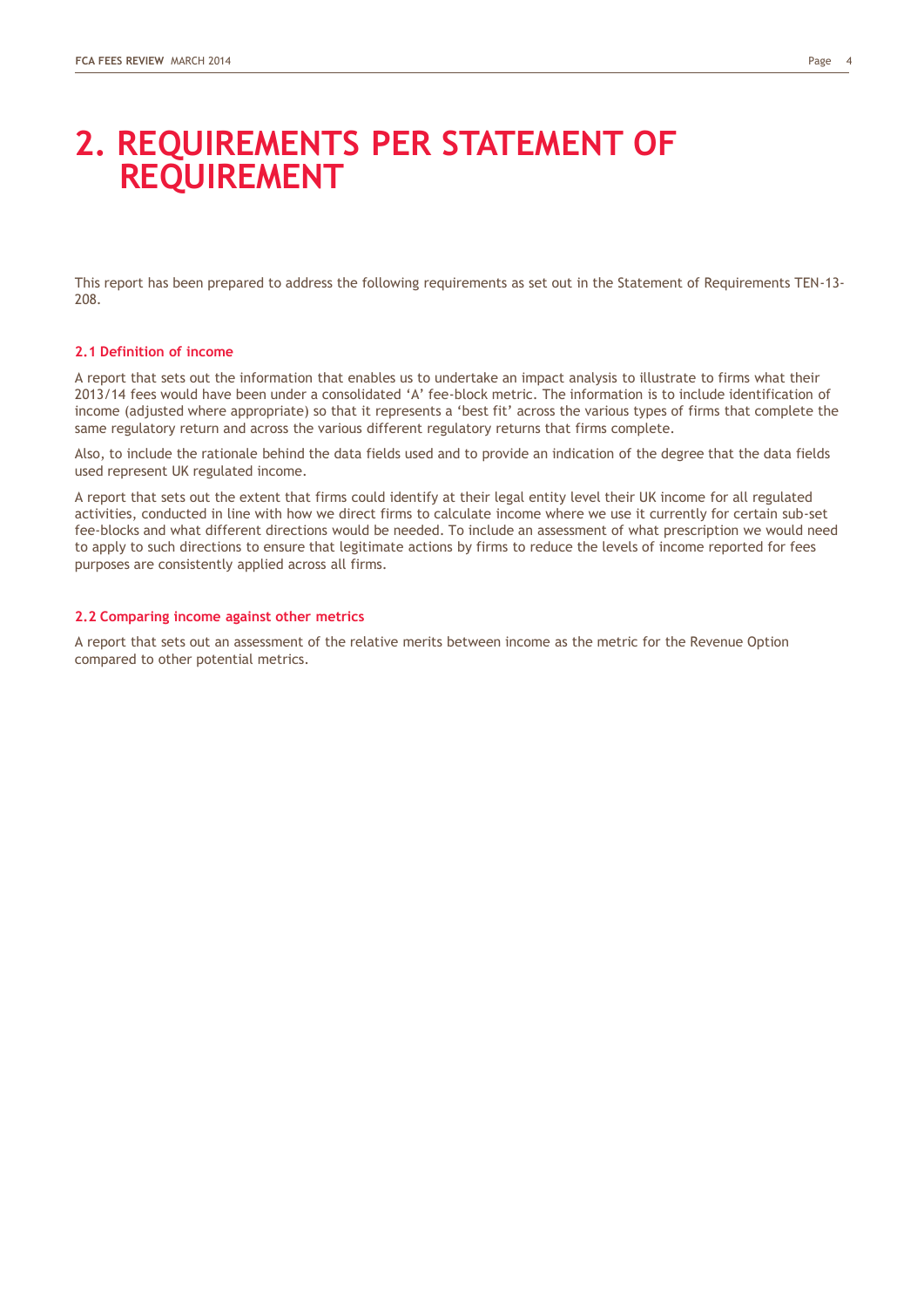# 2. REQUIREMENTS PER STATEMENT OF REQUIREMENT

This report has been prepared to address the following requirements as set out in the Statement of Requirements TEN-13-208.

## 2.1 Definition of income

A report that sets out the information that enables us to undertake an impact analysis to illustrate to firms what their 2013/14 fees would have been under a consolidated ‘A’ fee-block metric. The information is to include identification of income (adjusted where appropriate) so that it represents a ‘best fit’ across the various types of firms that complete the same regulatory return and across the various different regulatory returns that firms complete.

Also, to include the rationale behind the data fields used and to provide an indication of the degree that the data fields used represent UK regulated income.

A report that sets out the extent that firms could identify at their legal entity level their UK income for all regulated activities, conducted in line with how we direct firms to calculate income where we use it currently for certain sub-set fee-blocks and what different directions would be needed. To include an assessment of what prescription we would need to apply to such directions to ensure that legitimate actions by firms to reduce the levels of income reported for fees purposes are consistently applied across all firms.

## 2.2 Comparing income against other metrics

A report that sets out an assessment of the relative merits between income as the metric for the Revenue Option compared to other potential metrics.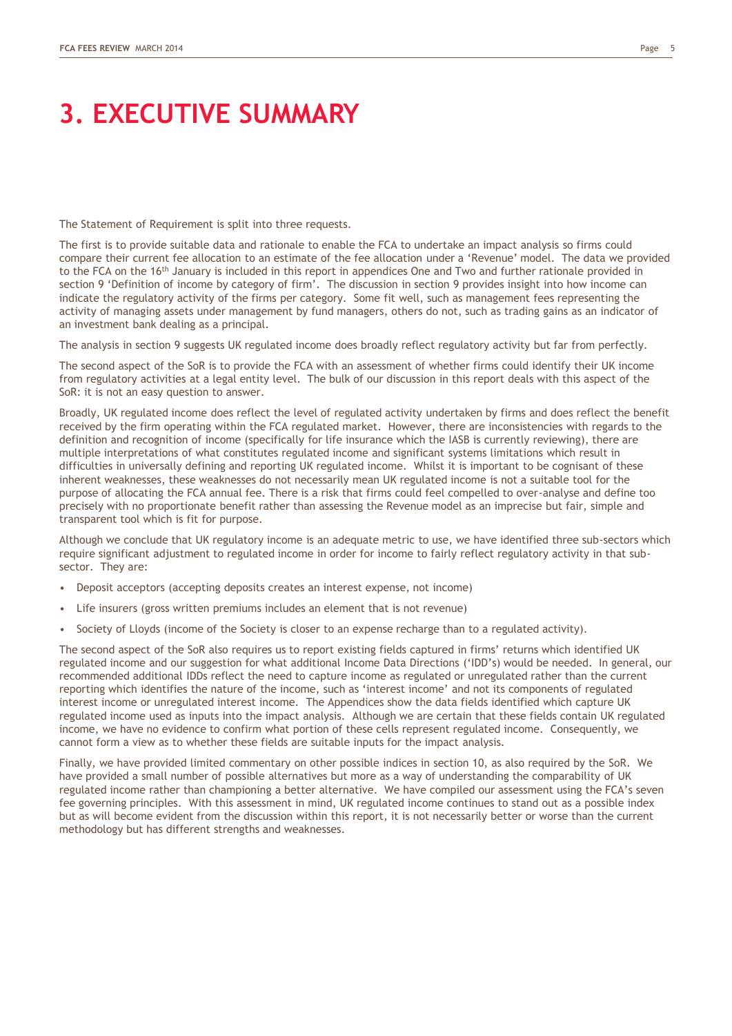# 3. EXECUTIVE SUMMARY

The Statement of Requirement is split into three requests.

The first is to provide suitable data and rationale to enable the FCA to undertake an impact analysis so firms could compare their current fee allocation to an estimate of the fee allocation under a 'Revenue' model. The data we provided to the FCA on the 16th January is included in this report in appendices One and Two and further rationale provided in section 9 'Definition of income by category of firm'. The discussion in section 9 provides insight into how income can indicate the regulatory activity of the firms per category. Some fit well, such as management fees representing the activity of managing assets under management by fund managers, others do not, such as trading gains as an indicator of an investment bank dealing as a principal.

The analysis in section 9 suggests UK regulated income does broadly reflect regulatory activity but far from perfectly.

The second aspect of the SoR is to provide the FCA with an assessment of whether firms could identify their UK income from regulatory activities at a legal entity level. The bulk of our discussion in this report deals with this aspect of the SoR: it is not an easy question to answer.

Broadly, UK regulated income does reflect the level of regulated activity undertaken by firms and does reflect the benefit received by the firm operating within the FCA regulated market. However, there are inconsistencies with regards to the definition and recognition of income (specifically for life insurance which the IASB is currently reviewing), there are multiple interpretations of what constitutes regulated income and significant systems limitations which result in difficulties in universally defining and reporting UK regulated income. Whilst it is important to be cognisant of these inherent weaknesses, these weaknesses do not necessarily mean UK regulated income is not a suitable tool for the purpose of allocating the FCA annual fee. There is a risk that firms could feel compelled to over-analyse and define too precisely with no proportionate benefit rather than assessing the Revenue model as an imprecise but fair, simple and transparent tool which is fit for purpose.

Although we conclude that UK regulatory income is an adequate metric to use, we have identified three sub-sectors which require significant adjustment to regulated income in order for income to fairly reflect regulatory activity in that sub-sector. They are:

- Deposit acceptors (accepting deposits creates an interest expense, not income)
- Life insurers (gross written premiums includes an element that is not revenue)
- Society of Lloyds (income of the Society is closer to an expense recharge than to a regulated activity).

The second aspect of the SoR also requires us to report existing fields captured in firms' returns which identified UK regulated income and our suggestion for what additional Income Data Directions ('IDD's) would be needed. In general, our recommended additional IDDs reflect the need to capture income as regulated or unregulated rather than the current reporting which identifies the nature of the income, such as 'interest income' and not its components of regulated interest income or unregulated interest income. The Appendices show the data fields identified which capture UK regulated income used as inputs into the impact analysis. Although we are certain that these fields contain UK regulated income, we have no evidence to confirm what portion of these cells represent regulated income. Consequently, we cannot form a view as to whether these fields are suitable inputs for the impact analysis.

Finally, we have provided limited commentary on other possible indices in section 10, as also required by the SoR. We have provided a small number of possible alternatives but more as a way of understanding the comparability of UK regulated income rather than championing a better alternative. We have compiled our assessment using the FCA's seven fee governing principles. With this assessment in mind, UK regulated income continues to stand out as a possible index but as will become evident from the discussion within this report, it is not necessarily better or worse than the current methodology but has different strengths and weaknesses.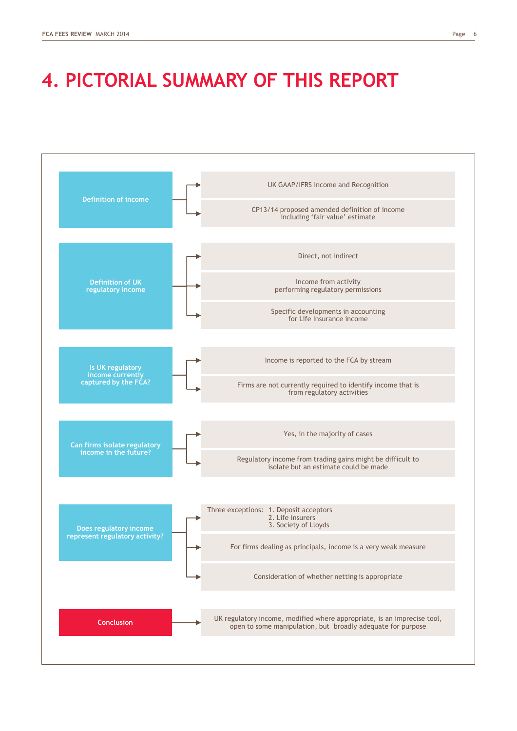# 4. PICTORIAL SUMMARY OF THIS REPORT

**Definition of income**
- UK GAAP/IFRS Income and Recognition
- CP13/14 proposed amended definition of income including 'fair value' estimate

**Definition of UK regulatory income**
- Direct, not indirect
- Income from activity performing regulatory permissions
- Specific developments in accounting for Life Insurance income

**Is UK regulatory income currently captured by the FCA?**
- Income is reported to the FCA by stream
- Firms are not currently required to identify income that is from regulatory activities

**Can firms isolate regulatory income in the future?**
- Yes, in the majority of cases
- Regulatory income from trading gains might be difficult to isolate but an estimate could be made

**Does regulatory income represent regulatory activity?**
- Three exceptions:
  1. Deposit acceptors
  2. Life insurers
  3. Society of Lloyds
- For firms dealing as principals, income is a very weak measure
- Consideration of whether netting is appropriate

**Conclusion**
- UK regulatory income, modified where appropriate, is an imprecise tool, open to some manipulation, but broadly adequate for purpose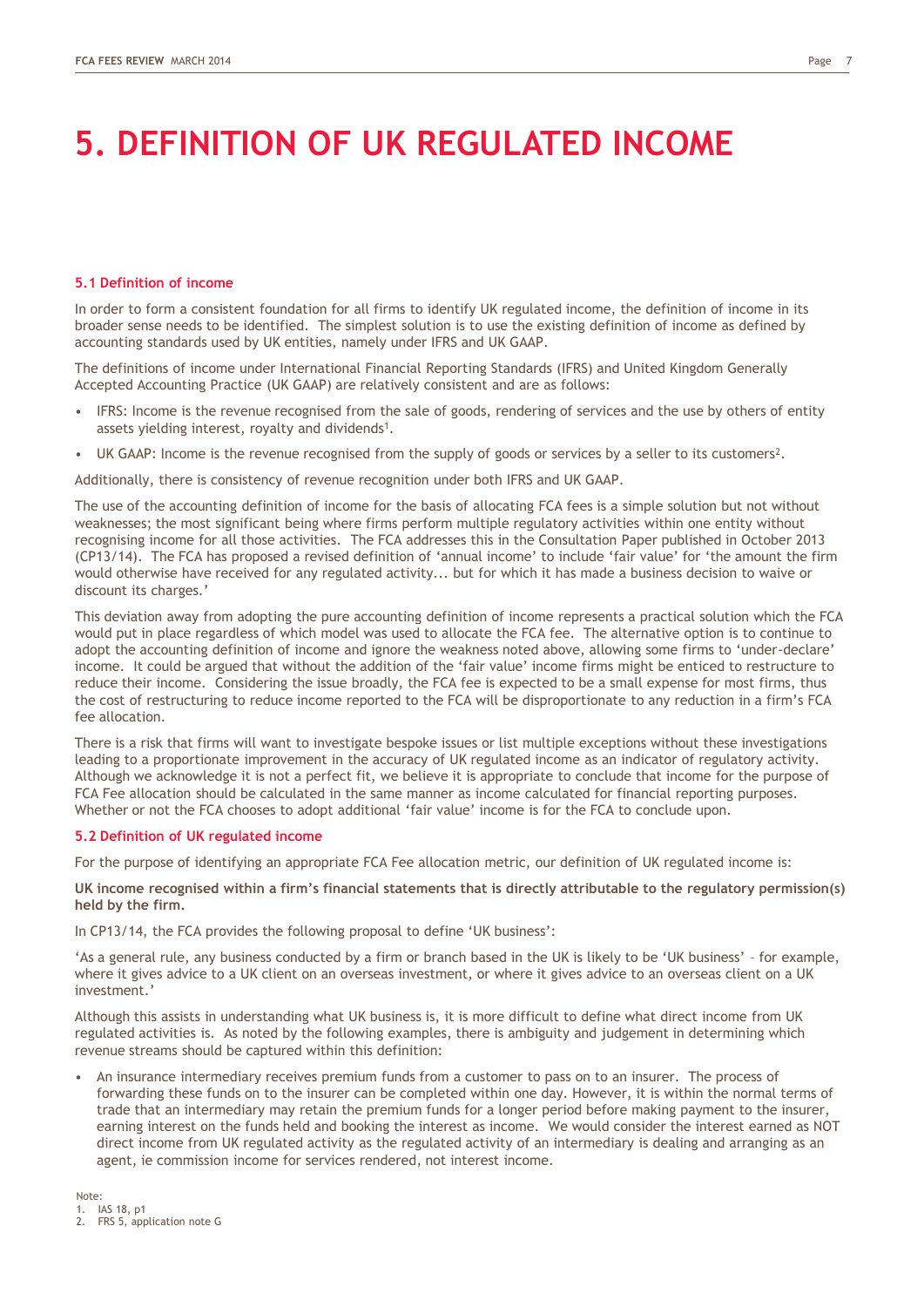# 5. DEFINITION OF UK REGULATED INCOME

### 5.1 Definition of income

In order to form a consistent foundation for all firms to identify UK regulated income, the definition of income in its broader sense needs to be identified. The simplest solution is to use the existing definition of income as defined by accounting standards used by UK entities, namely under IFRS and UK GAAP.

The definitions of income under International Financial Reporting Standards (IFRS) and United Kingdom Generally Accepted Accounting Practice (UK GAAP) are relatively consistent and are as follows:

- IFRS: Income is the revenue recognised from the sale of goods, rendering of services and the use by others of entity assets yielding interest, royalty and dividends[1].
- UK GAAP: Income is the revenue recognised from the supply of goods or services by a seller to its customers[2].

Additionally, there is consistency of revenue recognition under both IFRS and UK GAAP.

The use of the accounting definition of income for the basis of allocating FCA fees is a simple solution but not without weaknesses; the most significant being where firms perform multiple regulatory activities within one entity without recognising income for all those activities. The FCA addresses this in the Consultation Paper published in October 2013 (CP13/14). The FCA has proposed a revised definition of 'annual income' to include 'fair value' for 'the amount the firm would otherwise have received for any regulated activity... but for which it has made a business decision to waive or discount its charges.'

This deviation away from adopting the pure accounting definition of income represents a practical solution which the FCA would put in place regardless of which model was used to allocate the FCA fee. The alternative option is to continue to adopt the accounting definition of income and ignore the weakness noted above, allowing some firms to 'under-declare' income. It could be argued that without the addition of the 'fair value' income firms might be enticed to restructure to reduce their income. Considering the issue broadly, the FCA fee is expected to be a small expense for most firms, thus the cost of restructuring to reduce income reported to the FCA will be disproportionate to any reduction in a firm's FCA fee allocation.

There is a risk that firms will want to investigate bespoke issues or list multiple exceptions without these investigations leading to a proportionate improvement in the accuracy of UK regulated income as an indicator of regulatory activity. Although we acknowledge it is not a perfect fit, we believe it is appropriate to conclude that income for the purpose of FCA Fee allocation should be calculated in the same manner as income calculated for financial reporting purposes. Whether or not the FCA chooses to adopt additional 'fair value' income is for the FCA to conclude upon.

### 5.2 Definition of UK regulated income

For the purpose of identifying an appropriate FCA Fee allocation metric, our definition of UK regulated income is:

**UK income recognised within a firm's financial statements that is directly attributable to the regulatory permission(s) held by the firm.**

In CP13/14, the FCA provides the following proposal to define 'UK business':

'As a general rule, any business conducted by a firm or branch based in the UK is likely to be 'UK business' – for example, where it gives advice to a UK client on an overseas investment, or where it gives advice to an overseas client on a UK investment.'

Although this assists in understanding what UK business is, it is more difficult to define what direct income from UK regulated activities is. As noted by the following examples, there is ambiguity and judgement in determining which revenue streams should be captured within this definition:

- An insurance intermediary receives premium funds from a customer to pass on to an insurer. The process of forwarding these funds on to the insurer can be completed within one day. However, it is within the normal terms of trade that an intermediary may retain the premium funds for a longer period before making payment to the insurer, earning interest on the funds held and booking the interest as income. We would consider the interest earned as NOT direct income from UK regulated activity as the regulated activity of an intermediary is dealing and arranging as an agent, ie commission income for services rendered, not interest income.

Note:
1. IAS 18, p1
2. FRS 5, application note G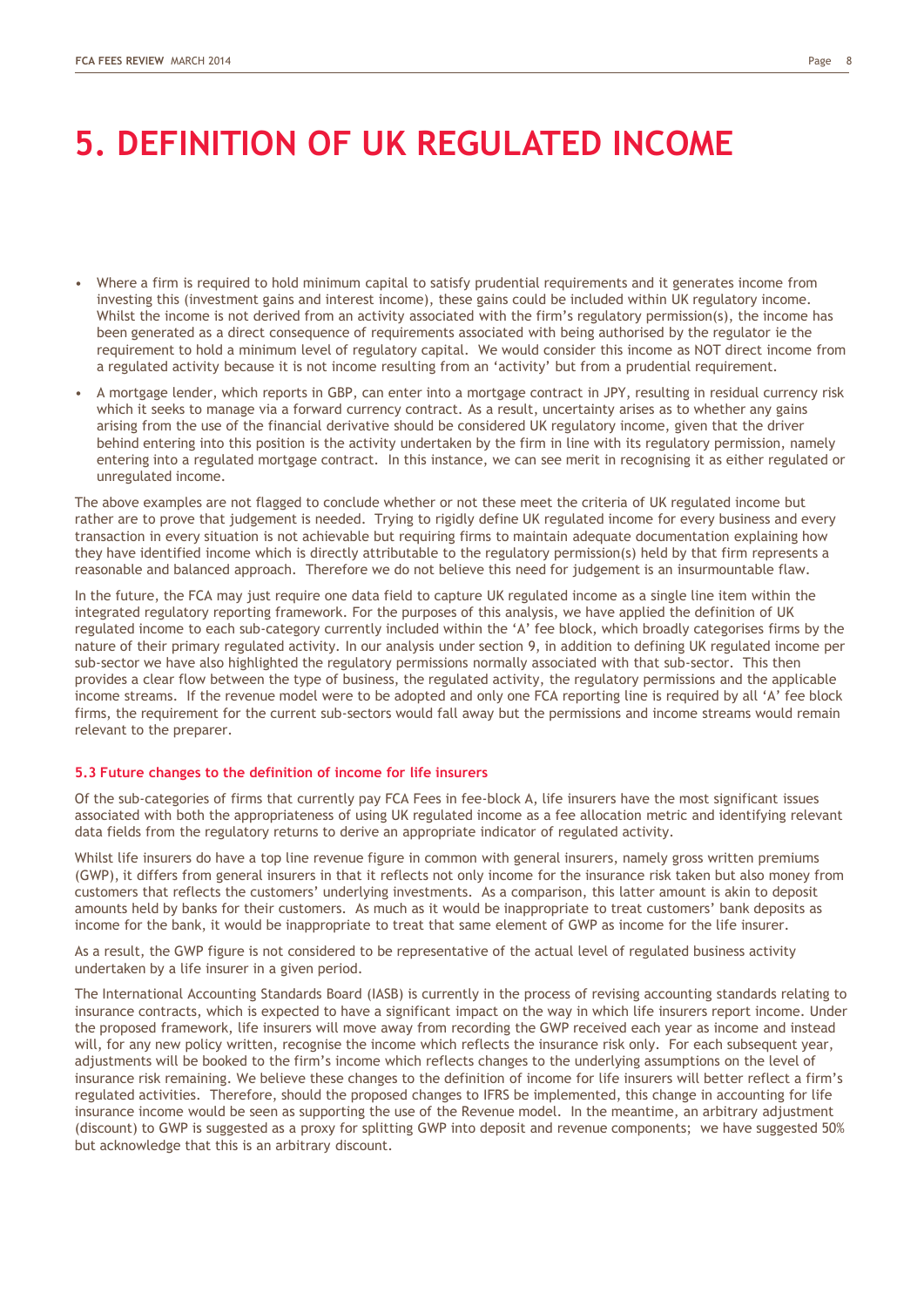# 5. DEFINITION OF UK REGULATED INCOME

- Where a firm is required to hold minimum capital to satisfy prudential requirements and it generates income from investing this (investment gains and interest income), these gains could be included within UK regulatory income. Whilst the income is not derived from an activity associated with the firm's regulatory permission(s), the income has been generated as a direct consequence of requirements associated with being authorised by the regulator ie the requirement to hold a minimum level of regulatory capital. We would consider this income as NOT direct income from a regulated activity because it is not income resulting from an 'activity' but from a prudential requirement.
- A mortgage lender, which reports in GBP, can enter into a mortgage contract in JPY, resulting in residual currency risk which it seeks to manage via a forward currency contract. As a result, uncertainty arises as to whether any gains arising from the use of the financial derivative should be considered UK regulatory income, given that the driver behind entering into this position is the activity undertaken by the firm in line with its regulatory permission, namely entering into a regulated mortgage contract. In this instance, we can see merit in recognising it as either regulated or unregulated income.

The above examples are not flagged to conclude whether or not these meet the criteria of UK regulated income but rather are to prove that judgement is needed. Trying to rigidly define UK regulated income for every business and every transaction in every situation is not achievable but requiring firms to maintain adequate documentation explaining how they have identified income which is directly attributable to the regulatory permission(s) held by that firm represents a reasonable and balanced approach. Therefore we do not believe this need for judgement is an insurmountable flaw.

In the future, the FCA may just require one data field to capture UK regulated income as a single line item within the integrated regulatory reporting framework. For the purposes of this analysis, we have applied the definition of UK regulated income to each sub-category currently included within the 'A' fee block, which broadly categorises firms by the nature of their primary regulated activity. In our analysis under section 9, in addition to defining UK regulated income per sub-sector we have also highlighted the regulatory permissions normally associated with that sub-sector. This then provides a clear flow between the type of business, the regulated activity, the regulatory permissions and the applicable income streams. If the revenue model were to be adopted and only one FCA reporting line is required by all 'A' fee block firms, the requirement for the current sub-sectors would fall away but the permissions and income streams would remain relevant to the preparer.

### 5.3 Future changes to the definition of income for life insurers

Of the sub-categories of firms that currently pay FCA Fees in fee-block A, life insurers have the most significant issues associated with both the appropriateness of using UK regulated income as a fee allocation metric and identifying relevant data fields from the regulatory returns to derive an appropriate indicator of regulated activity.

Whilst life insurers do have a top line revenue figure in common with general insurers, namely gross written premiums (GWP), it differs from general insurers in that it reflects not only income for the insurance risk taken but also money from customers that reflects the customers' underlying investments. As a comparison, this latter amount is akin to deposit amounts held by banks for their customers. As much as it would be inappropriate to treat customers' bank deposits as income for the bank, it would be inappropriate to treat that same element of GWP as income for the life insurer.

As a result, the GWP figure is not considered to be representative of the actual level of regulated business activity undertaken by a life insurer in a given period.

The International Accounting Standards Board (IASB) is currently in the process of revising accounting standards relating to insurance contracts, which is expected to have a significant impact on the way in which life insurers report income. Under the proposed framework, life insurers will move away from recording the GWP received each year as income and instead will, for any new policy written, recognise the income which reflects the insurance risk only. For each subsequent year, adjustments will be booked to the firm's income which reflects changes to the underlying assumptions on the level of insurance risk remaining. We believe these changes to the definition of income for life insurers will better reflect a firm's regulated activities. Therefore, should the proposed changes to IFRS be implemented, this change in accounting for life insurance income would be seen as supporting the use of the Revenue model. In the meantime, an arbitrary adjustment (discount) to GWP is suggested as a proxy for splitting GWP into deposit and revenue components; we have suggested 50% but acknowledge that this is an arbitrary discount.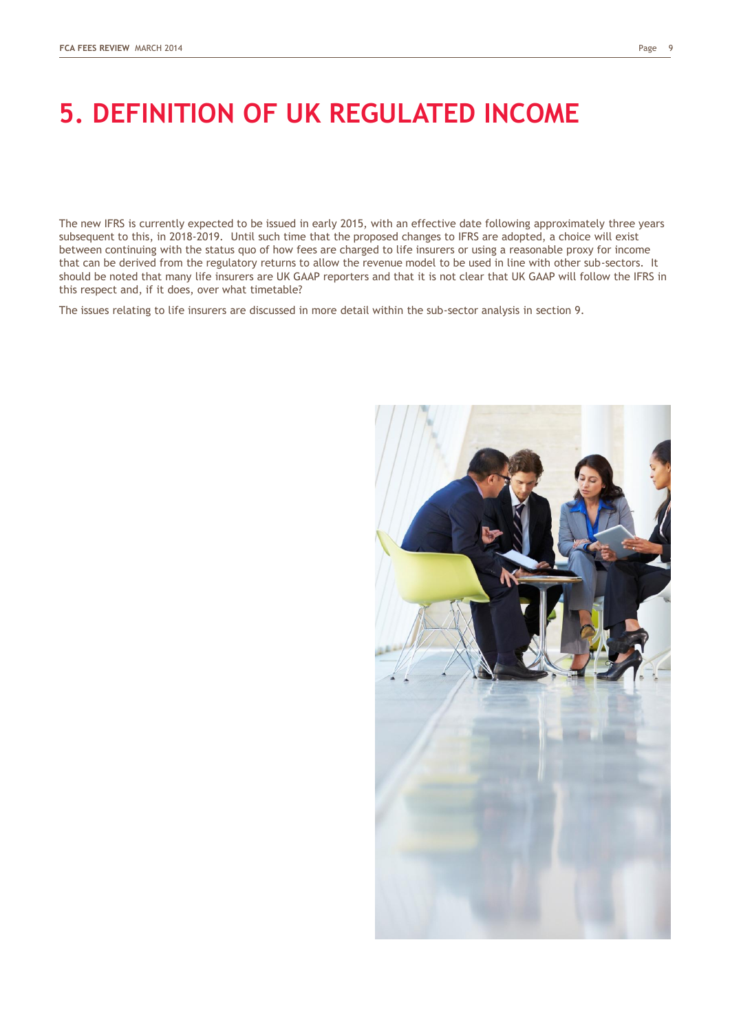# 5. DEFINITION OF UK REGULATED INCOME

The new IFRS is currently expected to be issued in early 2015, with an effective date following approximately three years subsequent to this, in 2018-2019. Until such time that the proposed changes to IFRS are adopted, a choice will exist between continuing with the status quo of how fees are charged to life insurers or using a reasonable proxy for income that can be derived from the regulatory returns to allow the revenue model to be used in line with other sub-sectors. It should be noted that many life insurers are UK GAAP reporters and that it is not clear that UK GAAP will follow the IFRS in this respect and, if it does, over what timetable?

The issues relating to life insurers are discussed in more detail within the sub-sector analysis in section 9.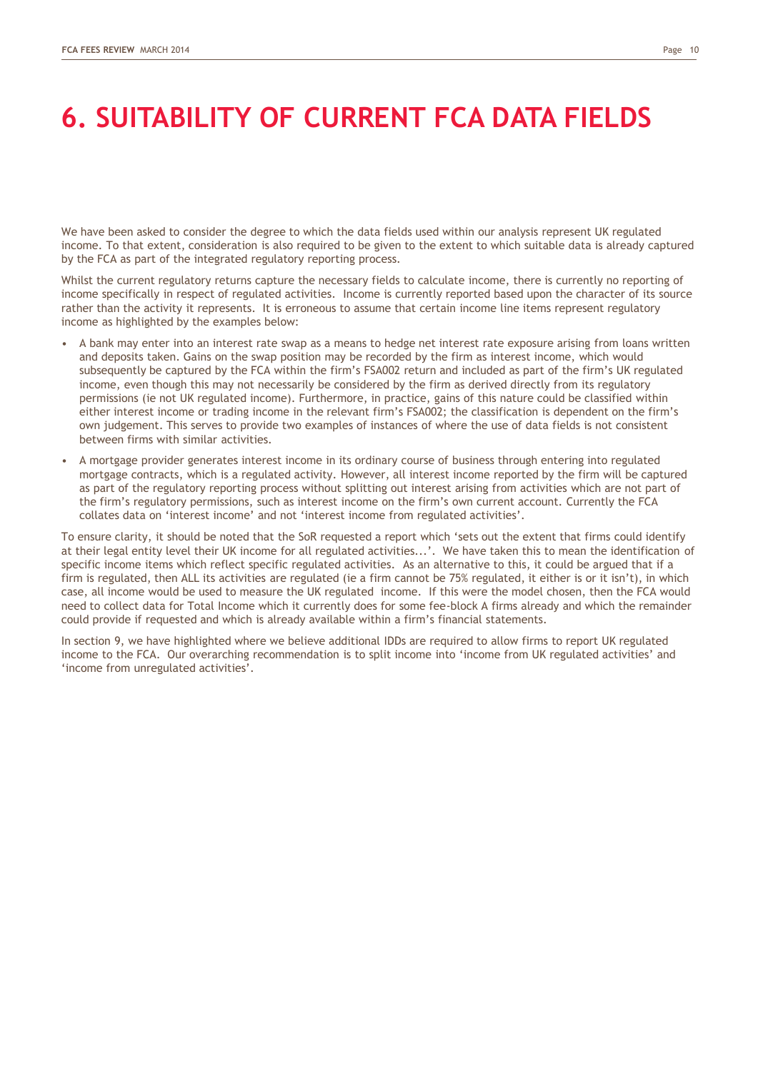# 6. SUITABILITY OF CURRENT FCA DATA FIELDS

We have been asked to consider the degree to which the data fields used within our analysis represent UK regulated income. To that extent, consideration is also required to be given to the extent to which suitable data is already captured by the FCA as part of the integrated regulatory reporting process.

Whilst the current regulatory returns capture the necessary fields to calculate income, there is currently no reporting of income specifically in respect of regulated activities. Income is currently reported based upon the character of its source rather than the activity it represents. It is erroneous to assume that certain income line items represent regulatory income as highlighted by the examples below:

- A bank may enter into an interest rate swap as a means to hedge net interest rate exposure arising from loans written and deposits taken. Gains on the swap position may be recorded by the firm as interest income, which would subsequently be captured by the FCA within the firm's FSA002 return and included as part of the firm's UK regulated income, even though this may not necessarily be considered by the firm as derived directly from its regulatory permissions (ie not UK regulated income). Furthermore, in practice, gains of this nature could be classified within either interest income or trading income in the relevant firm's FSA002; the classification is dependent on the firm's own judgement. This serves to provide two examples of instances of where the use of data fields is not consistent between firms with similar activities.
- A mortgage provider generates interest income in its ordinary course of business through entering into regulated mortgage contracts, which is a regulated activity. However, all interest income reported by the firm will be captured as part of the regulatory reporting process without splitting out interest arising from activities which are not part of the firm's regulatory permissions, such as interest income on the firm's own current account. Currently the FCA collates data on 'interest income' and not 'interest income from regulated activities'.

To ensure clarity, it should be noted that the SoR requested a report which 'sets out the extent that firms could identify at their legal entity level their UK income for all regulated activities...'. We have taken this to mean the identification of specific income items which reflect specific regulated activities. As an alternative to this, it could be argued that if a firm is regulated, then ALL its activities are regulated (ie a firm cannot be 75% regulated, it either is or it isn't), in which case, all income would be used to measure the UK regulated income. If this were the model chosen, then the FCA would need to collect data for Total Income which it currently does for some fee-block A firms already and which the remainder could provide if requested and which is already available within a firm's financial statements.

In section 9, we have highlighted where we believe additional IDDs are required to allow firms to report UK regulated income to the FCA. Our overarching recommendation is to split income into 'income from UK regulated activities' and 'income from unregulated activities'.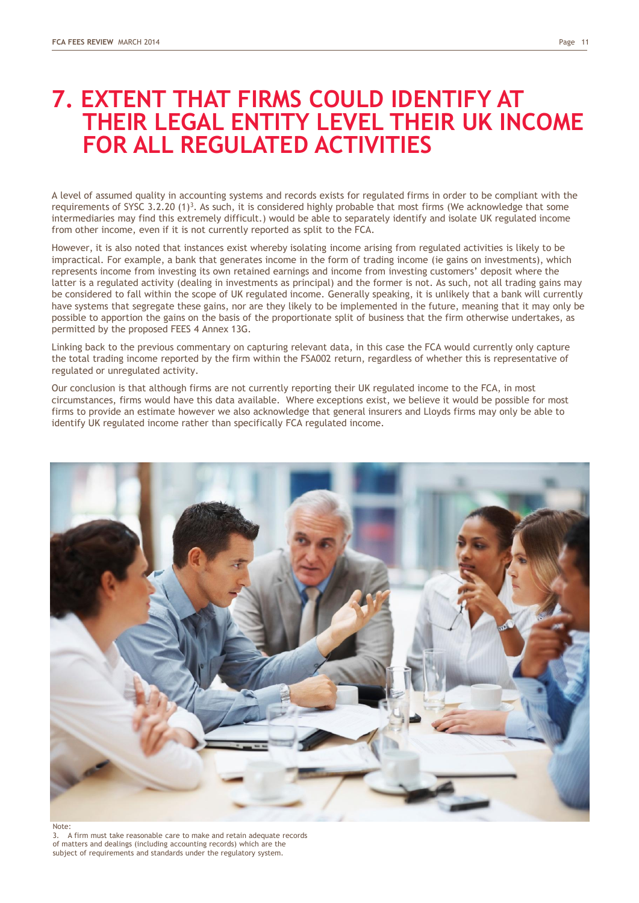# 7. EXTENT THAT FIRMS COULD IDENTIFY AT THEIR LEGAL ENTITY LEVEL THEIR UK INCOME FOR ALL REGULATED ACTIVITIES

A level of assumed quality in accounting systems and records exists for regulated firms in order to be compliant with the requirements of SYSC 3.2.20 (1)[3]. As such, it is considered highly probable that most firms (We acknowledge that some intermediaries may find this extremely difficult.) would be able to separately identify and isolate UK regulated income from other income, even if it is not currently reported as split to the FCA.

However, it is also noted that instances exist whereby isolating income arising from regulated activities is likely to be impractical. For example, a bank that generates income in the form of trading income (ie gains on investments), which represents income from investing its own retained earnings and income from investing customers' deposit where the latter is a regulated activity (dealing in investments as principal) and the former is not. As such, not all trading gains may be considered to fall within the scope of UK regulated income. Generally speaking, it is unlikely that a bank will currently have systems that segregate these gains, nor are they likely to be implemented in the future, meaning that it may only be possible to apportion the gains on the basis of the proportionate split of business that the firm otherwise undertakes, as permitted by the proposed FEES 4 Annex 13G.

Linking back to the previous commentary on capturing relevant data, in this case the FCA would currently only capture the total trading income reported by the firm within the FSA002 return, regardless of whether this is representative of regulated or unregulated activity.

Our conclusion is that although firms are not currently reporting their UK regulated income to the FCA, in most circumstances, firms would have this data available. Where exceptions exist, we believe it would be possible for most firms to provide an estimate however we also acknowledge that general insurers and Lloyds firms may only be able to identify UK regulated income rather than specifically FCA regulated income.

Note:
3. A firm must take reasonable care to make and retain adequate records of matters and dealings (including accounting records) which are the subject of requirements and standards under the regulatory system.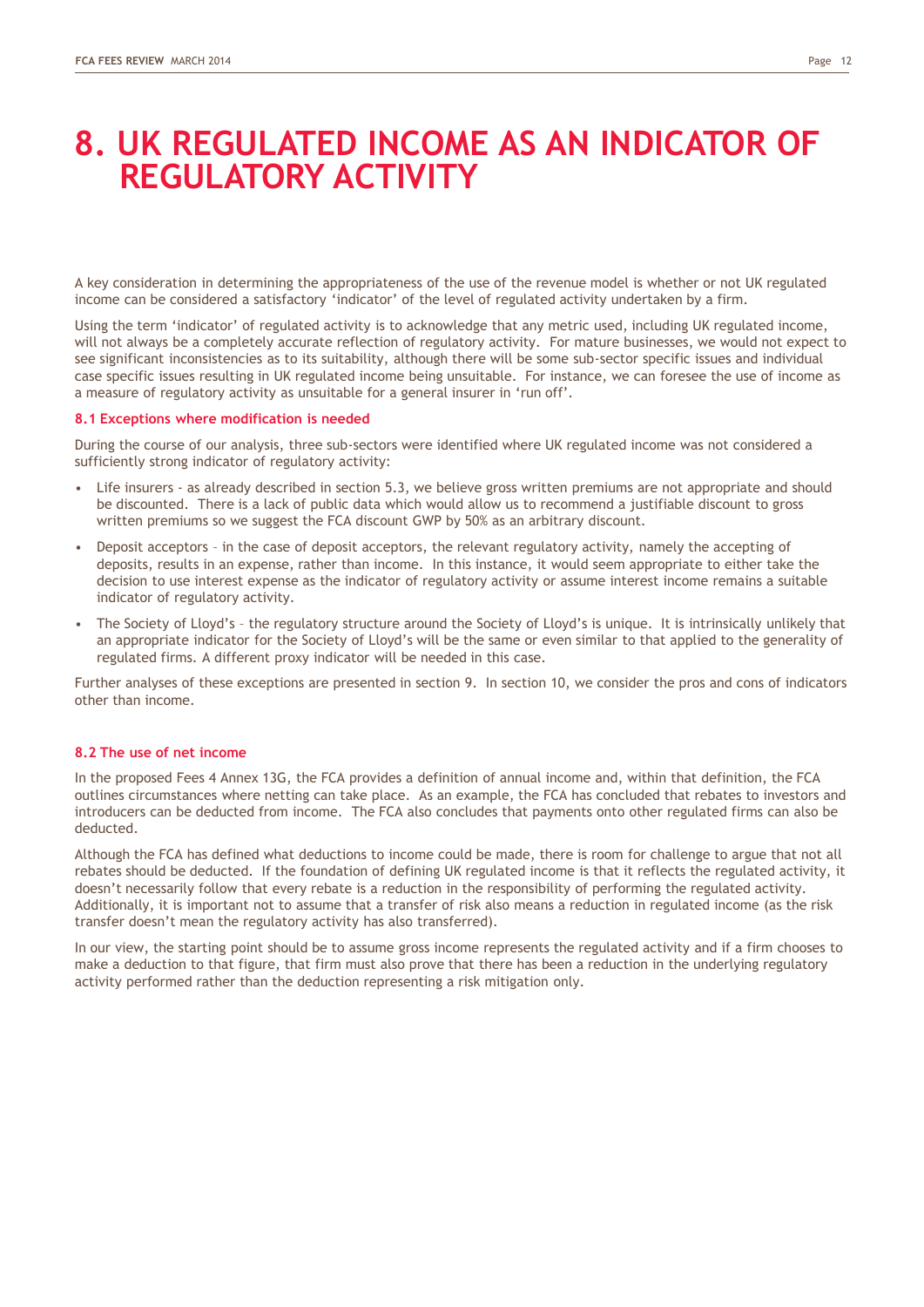# 8. UK REGULATED INCOME AS AN INDICATOR OF REGULATORY ACTIVITY

A key consideration in determining the appropriateness of the use of the revenue model is whether or not UK regulated income can be considered a satisfactory 'indicator' of the level of regulated activity undertaken by a firm.

Using the term 'indicator' of regulated activity is to acknowledge that any metric used, including UK regulated income, will not always be a completely accurate reflection of regulatory activity. For mature businesses, we would not expect to see significant inconsistencies as to its suitability, although there will be some sub-sector specific issues and individual case specific issues resulting in UK regulated income being unsuitable. For instance, we can foresee the use of income as a measure of regulatory activity as unsuitable for a general insurer in 'run off'.

### 8.1 Exceptions where modification is needed

During the course of our analysis, three sub-sectors were identified where UK regulated income was not considered a sufficiently strong indicator of regulatory activity:

- Life insurers - as already described in section 5.3, we believe gross written premiums are not appropriate and should be discounted. There is a lack of public data which would allow us to recommend a justifiable discount to gross written premiums so we suggest the FCA discount GWP by 50% as an arbitrary discount.
- Deposit acceptors – in the case of deposit acceptors, the relevant regulatory activity, namely the accepting of deposits, results in an expense, rather than income. In this instance, it would seem appropriate to either take the decision to use interest expense as the indicator of regulatory activity or assume interest income remains a suitable indicator of regulatory activity.
- The Society of Lloyd's – the regulatory structure around the Society of Lloyd's is unique. It is intrinsically unlikely that an appropriate indicator for the Society of Lloyd's will be the same or even similar to that applied to the generality of regulated firms. A different proxy indicator will be needed in this case.

Further analyses of these exceptions are presented in section 9. In section 10, we consider the pros and cons of indicators other than income.

### 8.2 The use of net income

In the proposed Fees 4 Annex 13G, the FCA provides a definition of annual income and, within that definition, the FCA outlines circumstances where netting can take place. As an example, the FCA has concluded that rebates to investors and introducers can be deducted from income. The FCA also concludes that payments onto other regulated firms can also be deducted.

Although the FCA has defined what deductions to income could be made, there is room for challenge to argue that not all rebates should be deducted. If the foundation of defining UK regulated income is that it reflects the regulated activity, it doesn't necessarily follow that every rebate is a reduction in the responsibility of performing the regulated activity. Additionally, it is important not to assume that a transfer of risk also means a reduction in regulated income (as the risk transfer doesn't mean the regulatory activity has also transferred).

In our view, the starting point should be to assume gross income represents the regulated activity and if a firm chooses to make a deduction to that figure, that firm must also prove that there has been a reduction in the underlying regulatory activity performed rather than the deduction representing a risk mitigation only.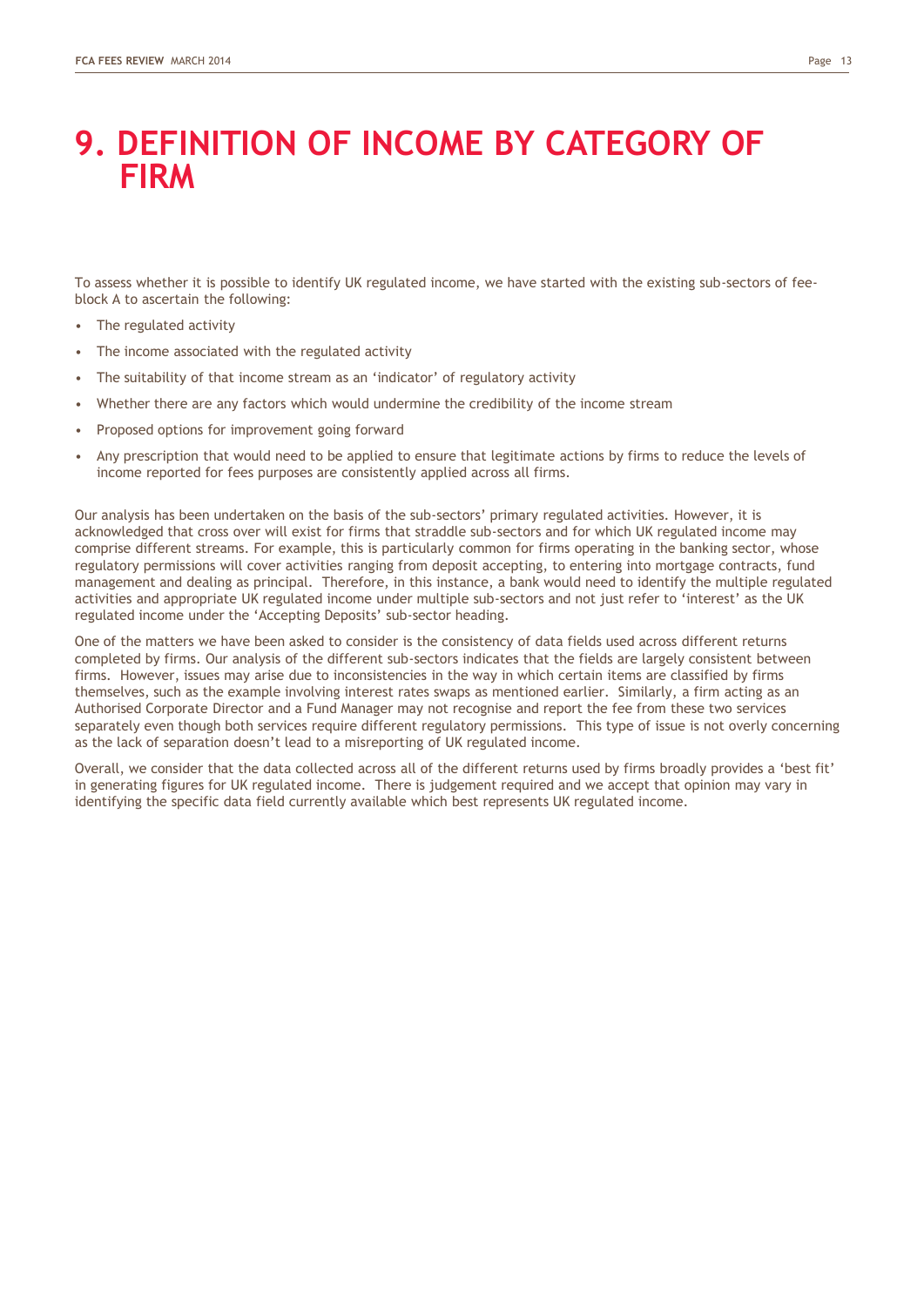# 9. DEFINITION OF INCOME BY CATEGORY OF FIRM

To assess whether it is possible to identify UK regulated income, we have started with the existing sub-sectors of fee-block A to ascertain the following:

- The regulated activity
- The income associated with the regulated activity
- The suitability of that income stream as an 'indicator' of regulatory activity
- Whether there are any factors which would undermine the credibility of the income stream
- Proposed options for improvement going forward
- Any prescription that would need to be applied to ensure that legitimate actions by firms to reduce the levels of income reported for fees purposes are consistently applied across all firms.

Our analysis has been undertaken on the basis of the sub-sectors' primary regulated activities. However, it is acknowledged that cross over will exist for firms that straddle sub-sectors and for which UK regulated income may comprise different streams. For example, this is particularly common for firms operating in the banking sector, whose regulatory permissions will cover activities ranging from deposit accepting, to entering into mortgage contracts, fund management and dealing as principal. Therefore, in this instance, a bank would need to identify the multiple regulated activities and appropriate UK regulated income under multiple sub-sectors and not just refer to 'interest' as the UK regulated income under the 'Accepting Deposits' sub-sector heading.

One of the matters we have been asked to consider is the consistency of data fields used across different returns completed by firms. Our analysis of the different sub-sectors indicates that the fields are largely consistent between firms. However, issues may arise due to inconsistencies in the way in which certain items are classified by firms themselves, such as the example involving interest rates swaps as mentioned earlier. Similarly, a firm acting as an Authorised Corporate Director and a Fund Manager may not recognise and report the fee from these two services separately even though both services require different regulatory permissions. This type of issue is not overly concerning as the lack of separation doesn't lead to a misreporting of UK regulated income.

Overall, we consider that the data collected across all of the different returns used by firms broadly provides a 'best fit' in generating figures for UK regulated income. There is judgement required and we accept that opinion may vary in identifying the specific data field currently available which best represents UK regulated income.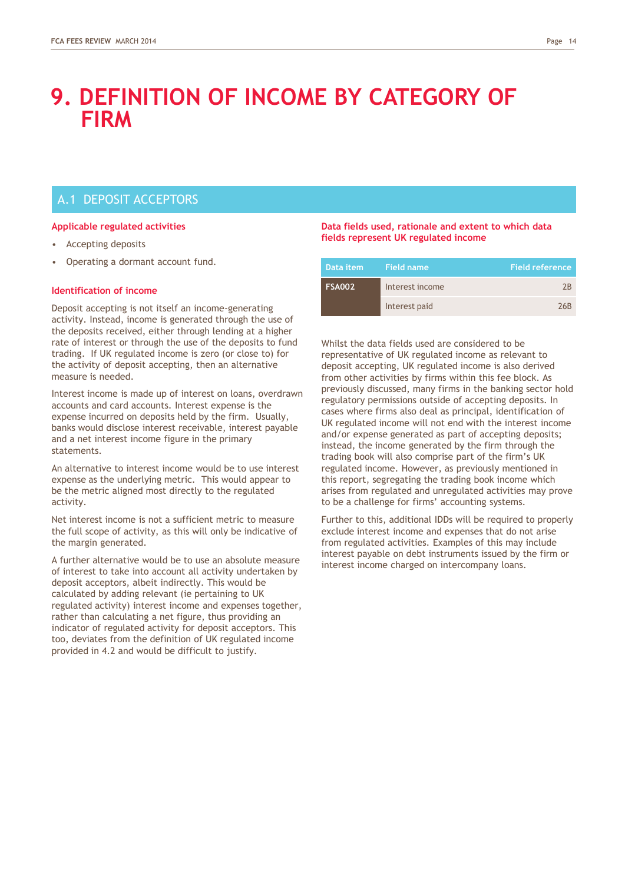# 9. DEFINITION OF INCOME BY CATEGORY OF FIRM

## A.1 DEPOSIT ACCEPTORS

### Applicable regulated activities

- Accepting deposits
- Operating a dormant account fund.

### Identification of income

Deposit accepting is not itself an income-generating activity. Instead, income is generated through the use of the deposits received, either through lending at a higher rate of interest or through the use of the deposits to fund trading. If UK regulated income is zero (or close to) for the activity of deposit accepting, then an alternative measure is needed.

Interest income is made up of interest on loans, overdrawn accounts and card accounts. Interest expense is the expense incurred on deposits held by the firm. Usually, banks would disclose interest receivable, interest payable and a net interest income figure in the primary statements.

An alternative to interest income would be to use interest expense as the underlying metric. This would appear to be the metric aligned most directly to the regulated activity.

Net interest income is not a sufficient metric to measure the full scope of activity, as this will only be indicative of the margin generated.

A further alternative would be to use an absolute measure of interest to take into account all activity undertaken by deposit acceptors, albeit indirectly. This would be calculated by adding relevant (ie pertaining to UK regulated activity) interest income and expenses together, rather than calculating a net figure, thus providing an indicator of regulated activity for deposit acceptors. This too, deviates from the definition of UK regulated income provided in 4.2 and would be difficult to justify.

### Data fields used, rationale and extent to which data fields represent UK regulated income

| Data item | Field name | Field reference |
|---|---|---|
| FSA002 | Interest income | 2B |
| | Interest paid | 26B |

Whilst the data fields used are considered to be representative of UK regulated income as relevant to deposit accepting, UK regulated income is also derived from other activities by firms within this fee block. As previously discussed, many firms in the banking sector hold regulatory permissions outside of accepting deposits. In cases where firms also deal as principal, identification of UK regulated income will not end with the interest income and/or expense generated as part of accepting deposits; instead, the income generated by the firm through the trading book will also comprise part of the firm's UK regulated income. However, as previously mentioned in this report, segregating the trading book income which arises from regulated and unregulated activities may prove to be a challenge for firms' accounting systems.

Further to this, additional IDDs will be required to properly exclude interest income and expenses that do not arise from regulated activities. Examples of this may include interest payable on debt instruments issued by the firm or interest income charged on intercompany loans.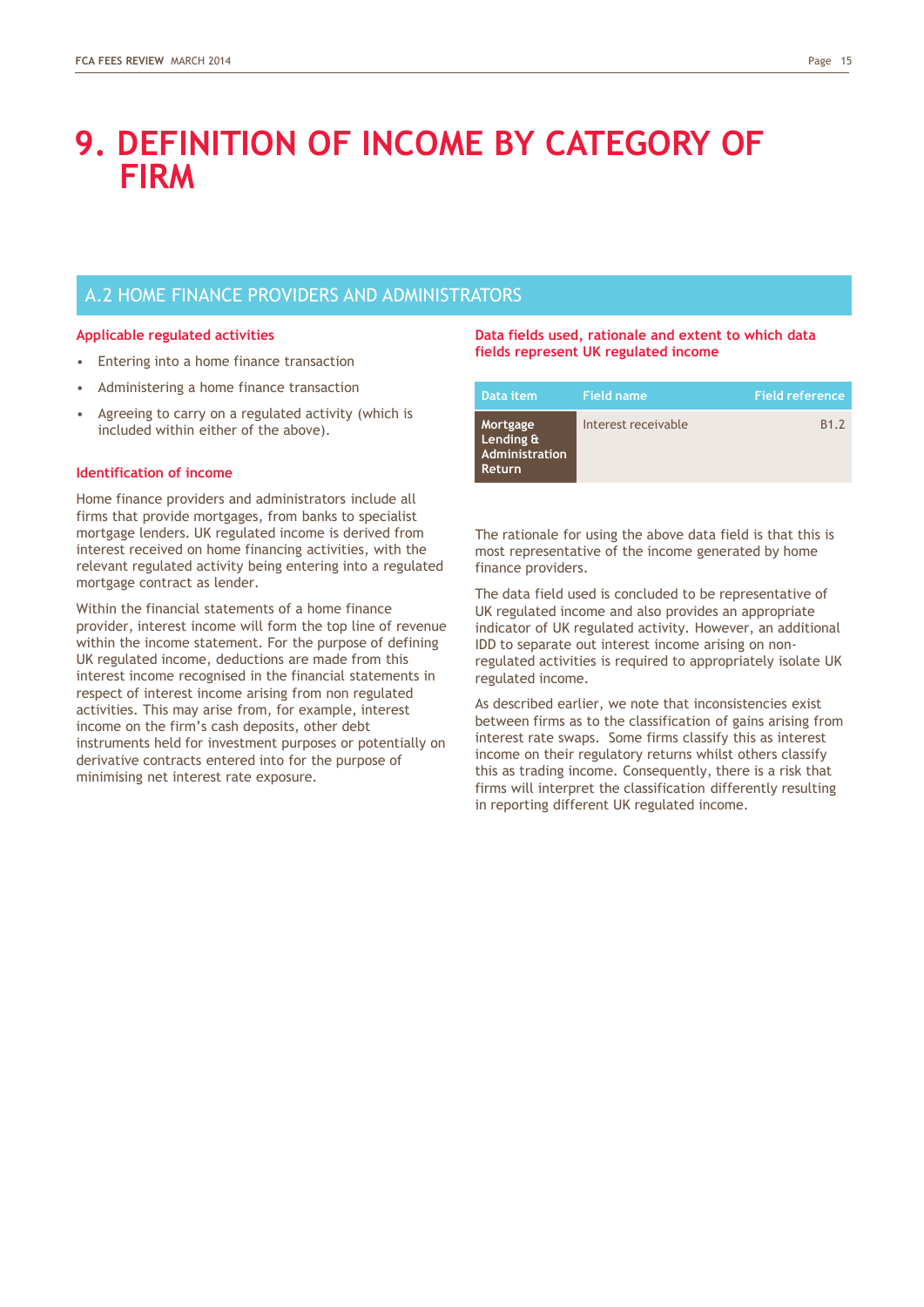# 9. DEFINITION OF INCOME BY CATEGORY OF FIRM

## A.2 HOME FINANCE PROVIDERS AND ADMINISTRATORS

### Applicable regulated activities

- Entering into a home finance transaction
- Administering a home finance transaction
- Agreeing to carry on a regulated activity (which is included within either of the above).

### Identification of income

Home finance providers and administrators include all firms that provide mortgages, from banks to specialist mortgage lenders. UK regulated income is derived from interest received on home financing activities, with the relevant regulated activity being entering into a regulated mortgage contract as lender.

Within the financial statements of a home finance provider, interest income will form the top line of revenue within the income statement. For the purpose of defining UK regulated income, deductions are made from this interest income recognised in the financial statements in respect of interest income arising from non regulated activities. This may arise from, for example, interest income on the firm's cash deposits, other debt instruments held for investment purposes or potentially on derivative contracts entered into for the purpose of minimising net interest rate exposure.

### Data fields used, rationale and extent to which data fields represent UK regulated income

| Data item | Field name | Field reference |
|---|---|---|
| Mortgage Lending & Administration Return | Interest receivable | B1.2 |

The rationale for using the above data field is that this is most representative of the income generated by home finance providers.

The data field used is concluded to be representative of UK regulated income and also provides an appropriate indicator of UK regulated activity. However, an additional IDD to separate out interest income arising on non-regulated activities is required to appropriately isolate UK regulated income.

As described earlier, we note that inconsistencies exist between firms as to the classification of gains arising from interest rate swaps. Some firms classify this as interest income on their regulatory returns whilst others classify this as trading income. Consequently, there is a risk that firms will interpret the classification differently resulting in reporting different UK regulated income.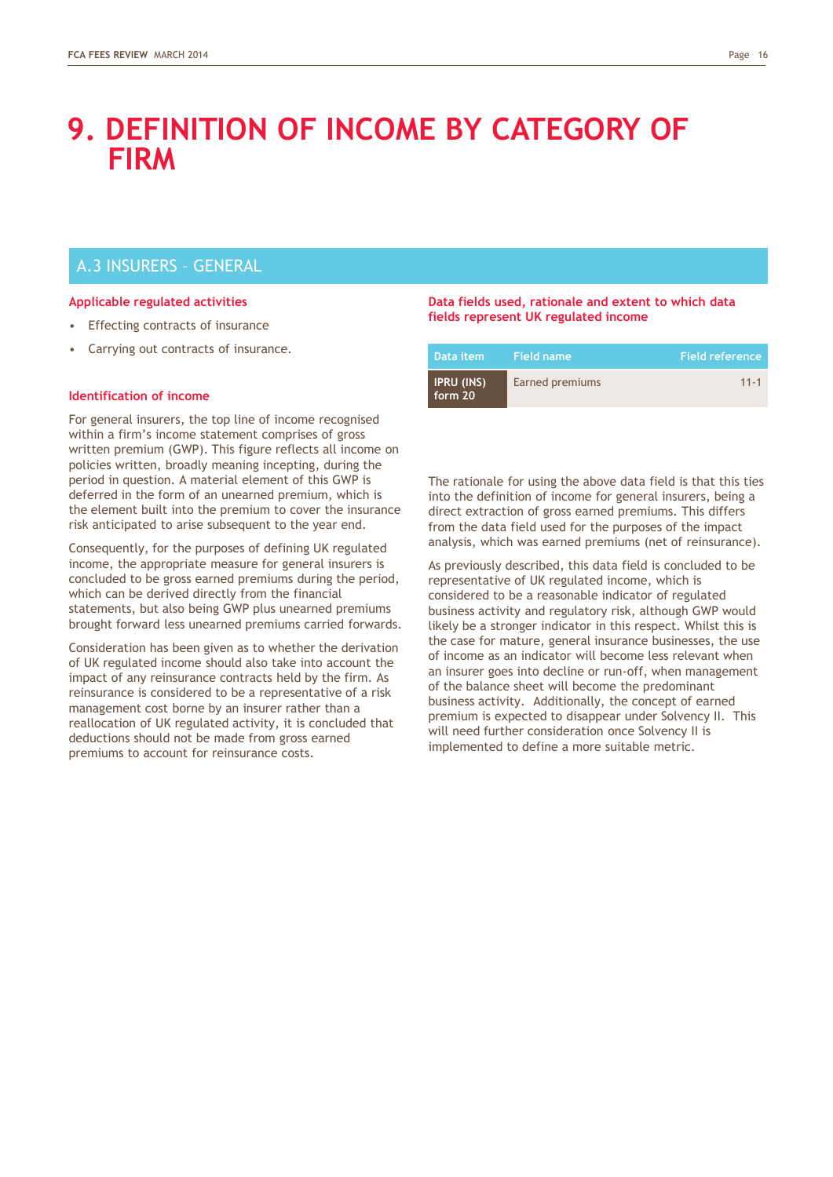# 9. DEFINITION OF INCOME BY CATEGORY OF FIRM

## A.3 INSURERS – GENERAL

### Applicable regulated activities

- Effecting contracts of insurance
- Carrying out contracts of insurance.

### Identification of income

For general insurers, the top line of income recognised within a firm's income statement comprises of gross written premium (GWP). This figure reflects all income on policies written, broadly meaning incepting, during the period in question. A material element of this GWP is deferred in the form of an unearned premium, which is the element built into the premium to cover the insurance risk anticipated to arise subsequent to the year end.

Consequently, for the purposes of defining UK regulated income, the appropriate measure for general insurers is concluded to be gross earned premiums during the period, which can be derived directly from the financial statements, but also being GWP plus unearned premiums brought forward less unearned premiums carried forwards.

Consideration has been given as to whether the derivation of UK regulated income should also take into account the impact of any reinsurance contracts held by the firm. As reinsurance is considered to be a representative of a risk management cost borne by an insurer rather than a reallocation of UK regulated activity, it is concluded that deductions should not be made from gross earned premiums to account for reinsurance costs.

### Data fields used, rationale and extent to which data fields represent UK regulated income

| Data item | Field name | Field reference |
|---|---|---|
| IPRU (INS) form 20 | Earned premiums | 11-1 |

The rationale for using the above data field is that this ties into the definition of income for general insurers, being a direct extraction of gross earned premiums. This differs from the data field used for the purposes of the impact analysis, which was earned premiums (net of reinsurance).

As previously described, this data field is concluded to be representative of UK regulated income, which is considered to be a reasonable indicator of regulated business activity and regulatory risk, although GWP would likely be a stronger indicator in this respect. Whilst this is the case for mature, general insurance businesses, the use of income as an indicator will become less relevant when an insurer goes into decline or run-off, when management of the balance sheet will become the predominant business activity. Additionally, the concept of earned premium is expected to disappear under Solvency II. This will need further consideration once Solvency II is implemented to define a more suitable metric.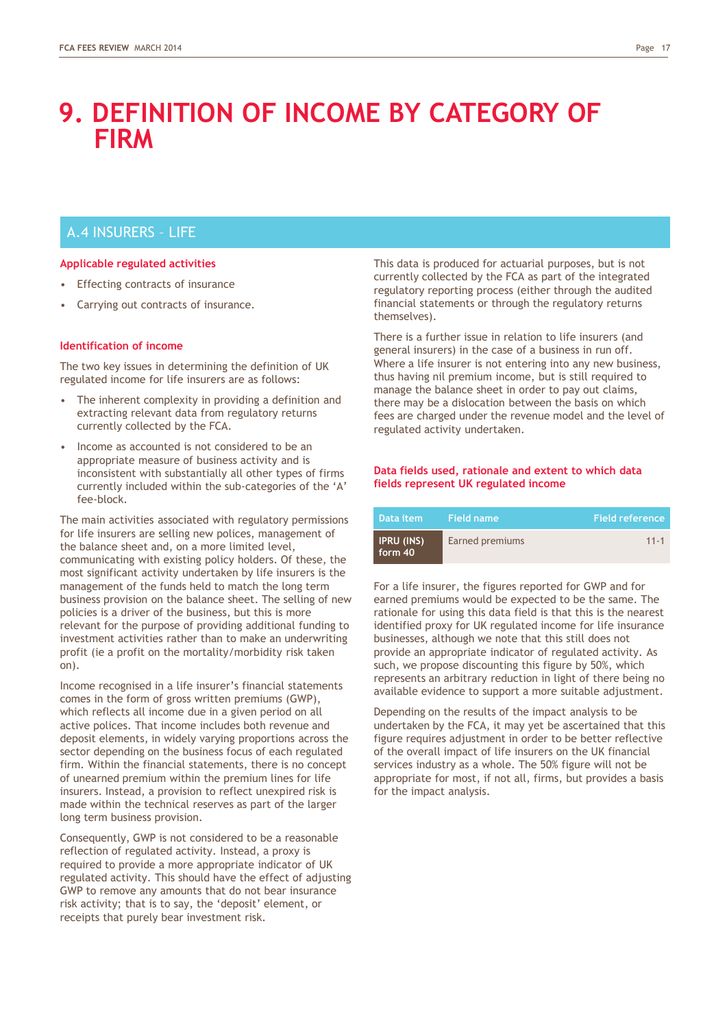# 9. DEFINITION OF INCOME BY CATEGORY OF FIRM

## A.4 INSURERS – LIFE

### Applicable regulated activities

- Effecting contracts of insurance
- Carrying out contracts of insurance.

### Identification of income

The two key issues in determining the definition of UK regulated income for life insurers are as follows:

- The inherent complexity in providing a definition and extracting relevant data from regulatory returns currently collected by the FCA.
- Income as accounted is not considered to be an appropriate measure of business activity and is inconsistent with substantially all other types of firms currently included within the sub-categories of the 'A' fee-block.

The main activities associated with regulatory permissions for life insurers are selling new polices, management of the balance sheet and, on a more limited level, communicating with existing policy holders. Of these, the most significant activity undertaken by life insurers is the management of the funds held to match the long term business provision on the balance sheet. The selling of new policies is a driver of the business, but this is more relevant for the purpose of providing additional funding to investment activities rather than to make an underwriting profit (ie a profit on the mortality/morbidity risk taken on).

Income recognised in a life insurer's financial statements comes in the form of gross written premiums (GWP), which reflects all income due in a given period on all active polices. That income includes both revenue and deposit elements, in widely varying proportions across the sector depending on the business focus of each regulated firm. Within the financial statements, there is no concept of unearned premium within the premium lines for life insurers. Instead, a provision to reflect unexpired risk is made within the technical reserves as part of the larger long term business provision.

Consequently, GWP is not considered to be a reasonable reflection of regulated activity. Instead, a proxy is required to provide a more appropriate indicator of UK regulated activity. This should have the effect of adjusting GWP to remove any amounts that do not bear insurance risk activity; that is to say, the 'deposit' element, or receipts that purely bear investment risk.

This data is produced for actuarial purposes, but is not currently collected by the FCA as part of the integrated regulatory reporting process (either through the audited financial statements or through the regulatory returns themselves).

There is a further issue in relation to life insurers (and general insurers) in the case of a business in run off. Where a life insurer is not entering into any new business, thus having nil premium income, but is still required to manage the balance sheet in order to pay out claims, there may be a dislocation between the basis on which fees are charged under the revenue model and the level of regulated activity undertaken.

### Data fields used, rationale and extent to which data fields represent UK regulated income

| Data item | Field name | Field reference |
|---|---|---|
| IPRU (INS) form 40 | Earned premiums | 11-1 |

For a life insurer, the figures reported for GWP and for earned premiums would be expected to be the same. The rationale for using this data field is that this is the nearest identified proxy for UK regulated income for life insurance businesses, although we note that this still does not provide an appropriate indicator of regulated activity. As such, we propose discounting this figure by 50%, which represents an arbitrary reduction in light of there being no available evidence to support a more suitable adjustment.

Depending on the results of the impact analysis to be undertaken by the FCA, it may yet be ascertained that this figure requires adjustment in order to be better reflective of the overall impact of life insurers on the UK financial services industry as a whole. The 50% figure will not be appropriate for most, if not all, firms, but provides a basis for the impact analysis.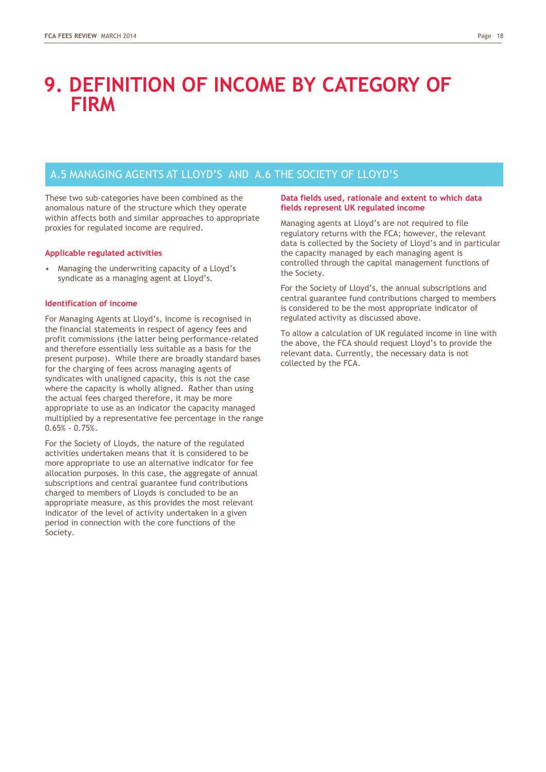# 9. DEFINITION OF INCOME BY CATEGORY OF FIRM

## A.5 MANAGING AGENTS AT LLOYD'S AND A.6 THE SOCIETY OF LLOYD'S

These two sub-categories have been combined as the anomalous nature of the structure which they operate within affects both and similar approaches to appropriate proxies for regulated income are required.

### Applicable regulated activities

- Managing the underwriting capacity of a Lloyd's syndicate as a managing agent at Lloyd's.

### Identification of income

For Managing Agents at Lloyd's, income is recognised in the financial statements in respect of agency fees and profit commissions (the latter being performance-related and therefore essentially less suitable as a basis for the present purpose). While there are broadly standard bases for the charging of fees across managing agents of syndicates with unaligned capacity, this is not the case where the capacity is wholly aligned. Rather than using the actual fees charged therefore, it may be more appropriate to use as an indicator the capacity managed multiplied by a representative fee percentage in the range 0.65% - 0.75%.

For the Society of Lloyds, the nature of the regulated activities undertaken means that it is considered to be more appropriate to use an alternative indicator for fee allocation purposes. In this case, the aggregate of annual subscriptions and central guarantee fund contributions charged to members of Lloyds is concluded to be an appropriate measure, as this provides the most relevant indicator of the level of activity undertaken in a given period in connection with the core functions of the Society.

### Data fields used, rationale and extent to which data fields represent UK regulated income

Managing agents at Lloyd's are not required to file regulatory returns with the FCA; however, the relevant data is collected by the Society of Lloyd's and in particular the capacity managed by each managing agent is controlled through the capital management functions of the Society.

For the Society of Lloyd's, the annual subscriptions and central guarantee fund contributions charged to members is considered to be the most appropriate indicator of regulated activity as discussed above.

To allow a calculation of UK regulated income in line with the above, the FCA should request Lloyd's to provide the relevant data. Currently, the necessary data is not collected by the FCA.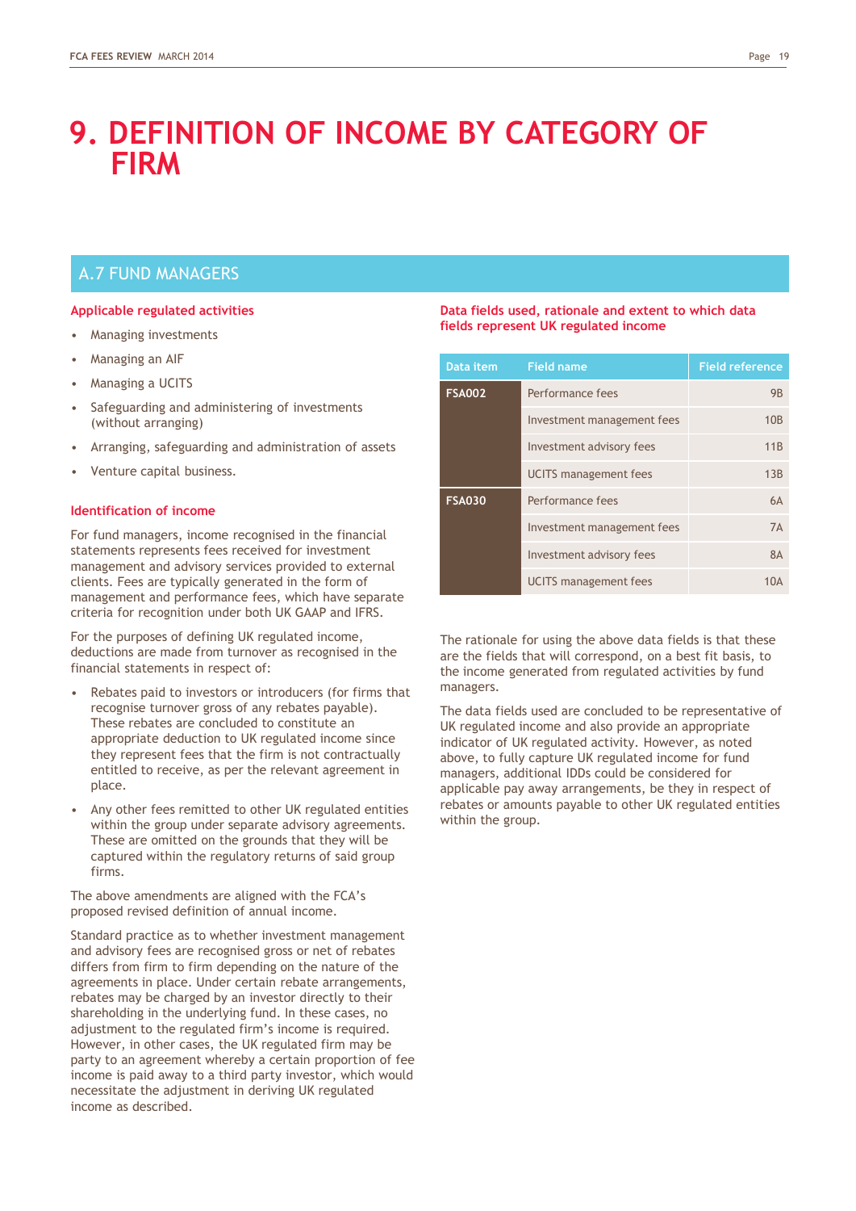# 9. DEFINITION OF INCOME BY CATEGORY OF FIRM

## A.7 FUND MANAGERS

### Applicable regulated activities

- Managing investments
- Managing an AIF
- Managing a UCITS
- Safeguarding and administering of investments (without arranging)
- Arranging, safeguarding and administration of assets
- Venture capital business.

### Identification of income

For fund managers, income recognised in the financial statements represents fees received for investment management and advisory services provided to external clients. Fees are typically generated in the form of management and performance fees, which have separate criteria for recognition under both UK GAAP and IFRS.

For the purposes of defining UK regulated income, deductions are made from turnover as recognised in the financial statements in respect of:

- Rebates paid to investors or introducers (for firms that recognise turnover gross of any rebates payable). These rebates are concluded to constitute an appropriate deduction to UK regulated income since they represent fees that the firm is not contractually entitled to receive, as per the relevant agreement in place.
- Any other fees remitted to other UK regulated entities within the group under separate advisory agreements. These are omitted on the grounds that they will be captured within the regulatory returns of said group firms.

The above amendments are aligned with the FCA's proposed revised definition of annual income.

Standard practice as to whether investment management and advisory fees are recognised gross or net of rebates differs from firm to firm depending on the nature of the agreements in place. Under certain rebate arrangements, rebates may be charged by an investor directly to their shareholding in the underlying fund. In these cases, no adjustment to the regulated firm's income is required. However, in other cases, the UK regulated firm may be party to an agreement whereby a certain proportion of fee income is paid away to a third party investor, which would necessitate the adjustment in deriving UK regulated income as described.

### Data fields used, rationale and extent to which data fields represent UK regulated income

| Data item | Field name | Field reference |
|---|---|---|
| FSA002 | Performance fees | 9B |
| | Investment management fees | 10B |
| | Investment advisory fees | 11B |
| | UCITS management fees | 13B |
| FSA030 | Performance fees | 6A |
| | Investment management fees | 7A |
| | Investment advisory fees | 8A |
| | UCITS management fees | 10A |

The rationale for using the above data fields is that these are the fields that will correspond, on a best fit basis, to the income generated from regulated activities by fund managers.

The data fields used are concluded to be representative of UK regulated income and also provide an appropriate indicator of UK regulated activity. However, as noted above, to fully capture UK regulated income for fund managers, additional IDDs could be considered for applicable pay away arrangements, be they in respect of rebates or amounts payable to other UK regulated entities within the group.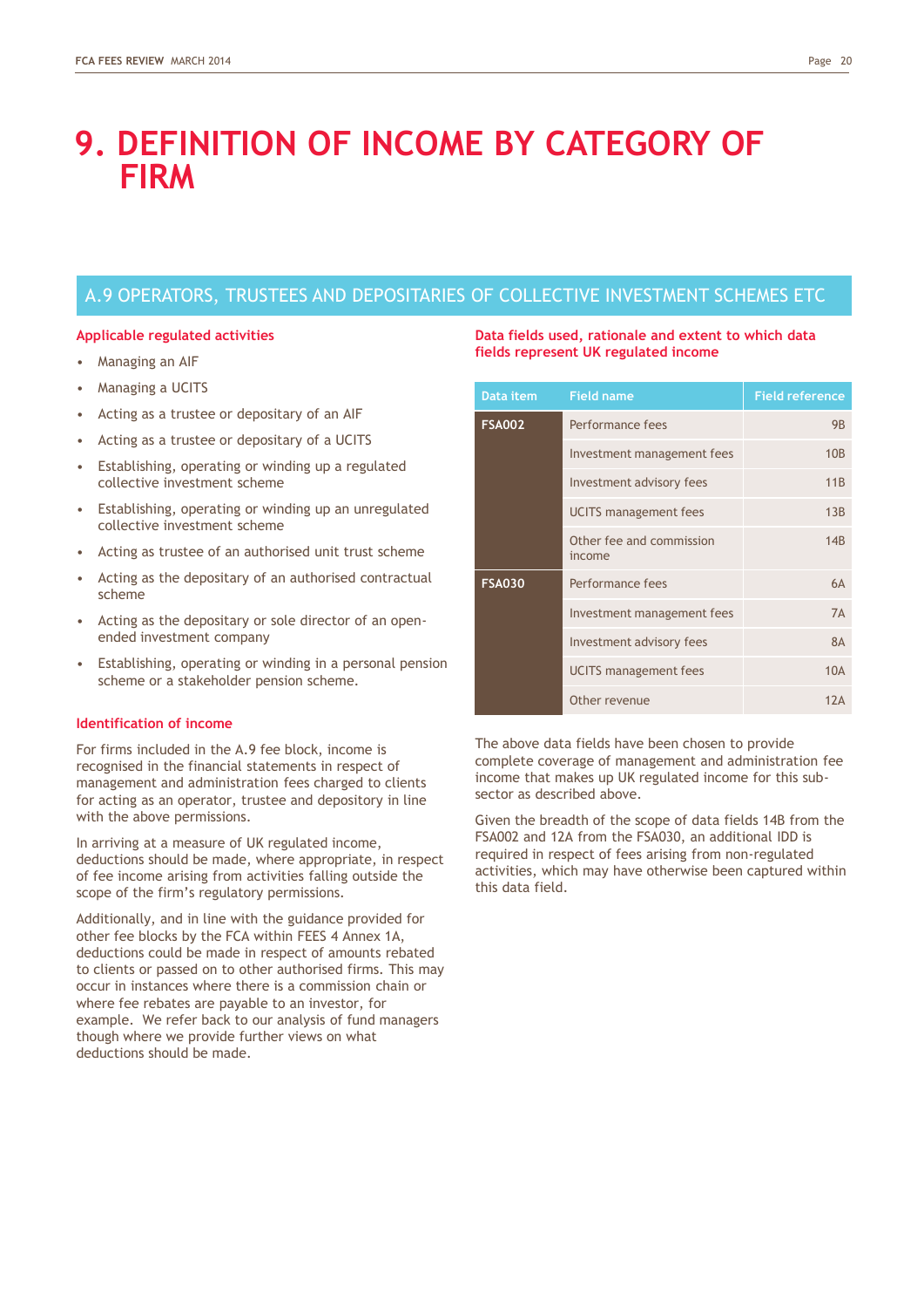# 9. DEFINITION OF INCOME BY CATEGORY OF FIRM

## A.9 OPERATORS, TRUSTEES AND DEPOSITARIES OF COLLECTIVE INVESTMENT SCHEMES ETC

### Applicable regulated activities

- Managing an AIF
- Managing a UCITS
- Acting as a trustee or depositary of an AIF
- Acting as a trustee or depositary of a UCITS
- Establishing, operating or winding up a regulated collective investment scheme
- Establishing, operating or winding up an unregulated collective investment scheme
- Acting as trustee of an authorised unit trust scheme
- Acting as the depositary of an authorised contractual scheme
- Acting as the depositary or sole director of an open-ended investment company
- Establishing, operating or winding in a personal pension scheme or a stakeholder pension scheme.

### Identification of income

For firms included in the A.9 fee block, income is recognised in the financial statements in respect of management and administration fees charged to clients for acting as an operator, trustee and depository in line with the above permissions.

In arriving at a measure of UK regulated income, deductions should be made, where appropriate, in respect of fee income arising from activities falling outside the scope of the firm's regulatory permissions.

Additionally, and in line with the guidance provided for other fee blocks by the FCA within FEES 4 Annex 1A, deductions could be made in respect of amounts rebated to clients or passed on to other authorised firms. This may occur in instances where there is a commission chain or where fee rebates are payable to an investor, for example. We refer back to our analysis of fund managers though where we provide further views on what deductions should be made.

### Data fields used, rationale and extent to which data fields represent UK regulated income

| Data item | Field name | Field reference |
|---|---|---|
| FSA002 | Performance fees | 9B |
| | Investment management fees | 10B |
| | Investment advisory fees | 11B |
| | UCITS management fees | 13B |
| | Other fee and commission income | 14B |
| FSA030 | Performance fees | 6A |
| | Investment management fees | 7A |
| | Investment advisory fees | 8A |
| | UCITS management fees | 10A |
| | Other revenue | 12A |

The above data fields have been chosen to provide complete coverage of management and administration fee income that makes up UK regulated income for this sub-sector as described above.

Given the breadth of the scope of data fields 14B from the FSA002 and 12A from the FSA030, an additional IDD is required in respect of fees arising from non-regulated activities, which may have otherwise been captured within this data field.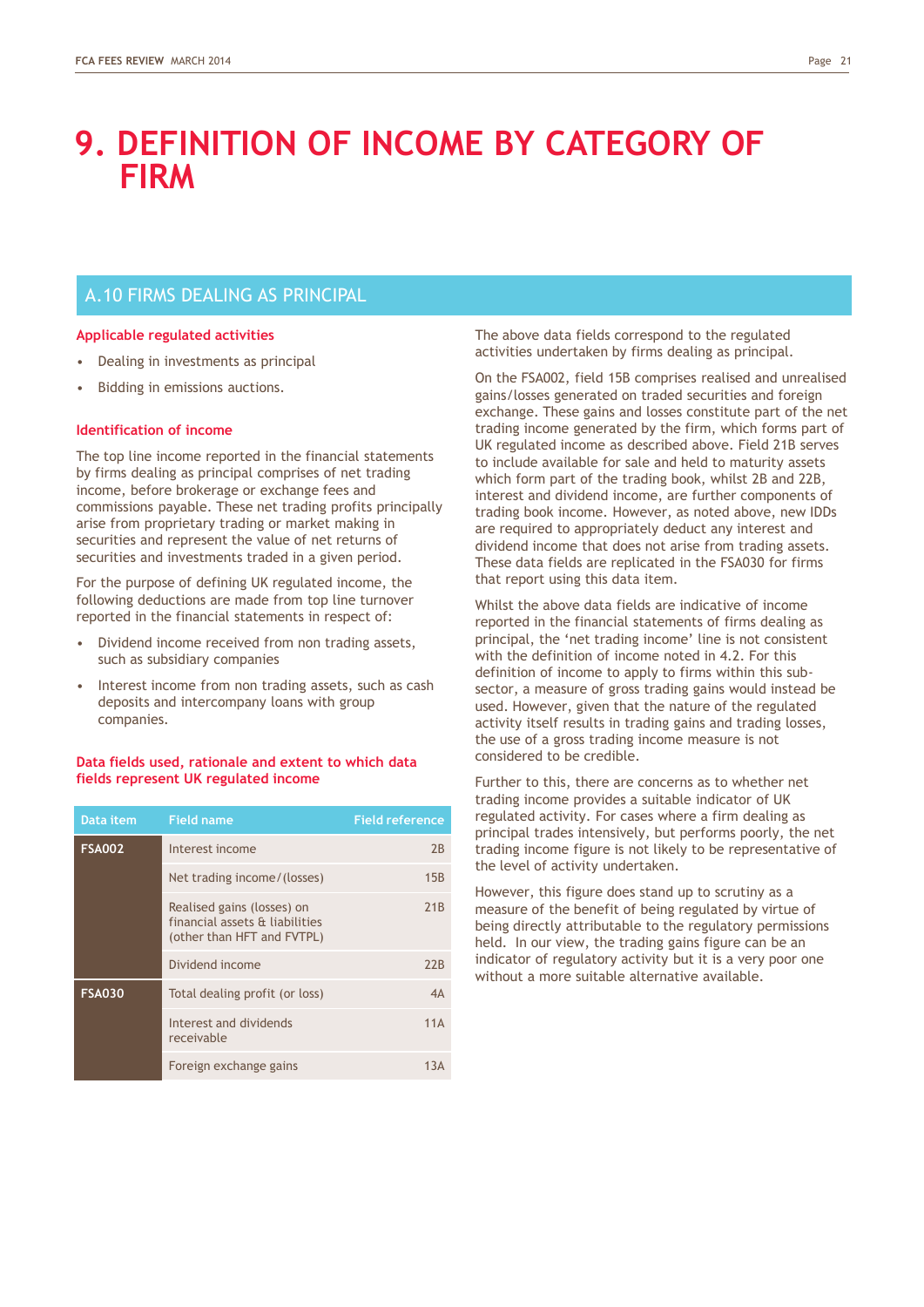# 9. DEFINITION OF INCOME BY CATEGORY OF FIRM

## A.10 FIRMS DEALING AS PRINCIPAL

### Applicable regulated activities

- Dealing in investments as principal
- Bidding in emissions auctions.

### Identification of income

The top line income reported in the financial statements by firms dealing as principal comprises of net trading income, before brokerage or exchange fees and commissions payable. These net trading profits principally arise from proprietary trading or market making in securities and represent the value of net returns of securities and investments traded in a given period.

For the purpose of defining UK regulated income, the following deductions are made from top line turnover reported in the financial statements in respect of:

- Dividend income received from non trading assets, such as subsidiary companies
- Interest income from non trading assets, such as cash deposits and intercompany loans with group companies.

### Data fields used, rationale and extent to which data fields represent UK regulated income

| Data item | Field name | Field reference |
|---|---|---|
| FSA002 | Interest income | 2B |
| | Net trading income/(losses) | 15B |
| | Realised gains (losses) on financial assets & liabilities (other than HFT and FVTPL) | 21B |
| | Dividend income | 22B |
| FSA030 | Total dealing profit (or loss) | 4A |
| | Interest and dividends receivable | 11A |
| | Foreign exchange gains | 13A |

The above data fields correspond to the regulated activities undertaken by firms dealing as principal.

On the FSA002, field 15B comprises realised and unrealised gains/losses generated on traded securities and foreign exchange. These gains and losses constitute part of the net trading income generated by the firm, which forms part of UK regulated income as described above. Field 21B serves to include available for sale and held to maturity assets which form part of the trading book, whilst 2B and 22B, interest and dividend income, are further components of trading book income. However, as noted above, new IDDs are required to appropriately deduct any interest and dividend income that does not arise from trading assets. These data fields are replicated in the FSA030 for firms that report using this data item.

Whilst the above data fields are indicative of income reported in the financial statements of firms dealing as principal, the 'net trading income' line is not consistent with the definition of income noted in 4.2. For this definition of income to apply to firms within this sub-sector, a measure of gross trading gains would instead be used. However, given that the nature of the regulated activity itself results in trading gains and trading losses, the use of a gross trading income measure is not considered to be credible.

Further to this, there are concerns as to whether net trading income provides a suitable indicator of UK regulated activity. For cases where a firm dealing as principal trades intensively, but performs poorly, the net trading income figure is not likely to be representative of the level of activity undertaken.

However, this figure does stand up to scrutiny as a measure of the benefit of being regulated by virtue of being directly attributable to the regulatory permissions held. In our view, the trading gains figure can be an indicator of regulatory activity but it is a very poor one without a more suitable alternative available.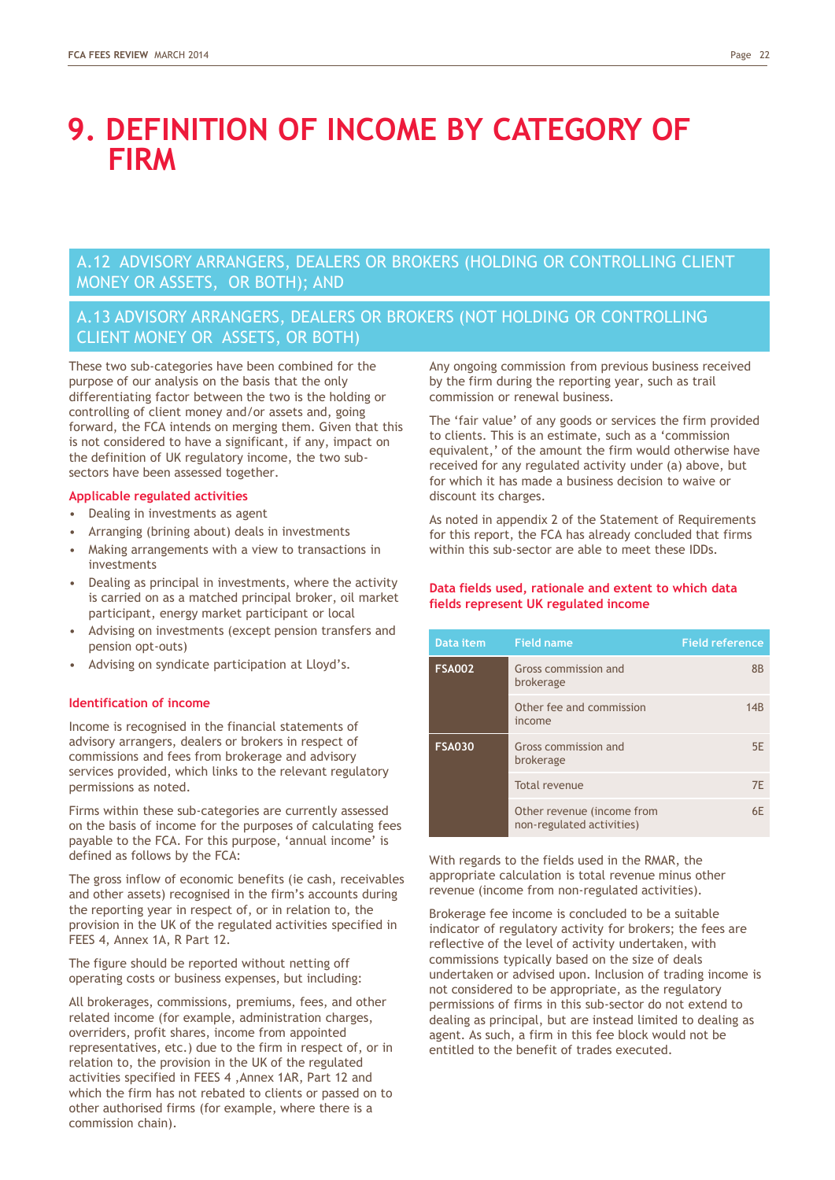# 9. DEFINITION OF INCOME BY CATEGORY OF FIRM

## A.12 ADVISORY ARRANGERS, DEALERS OR BROKERS (HOLDING OR CONTROLLING CLIENT MONEY OR ASSETS, OR BOTH); AND

## A.13 ADVISORY ARRANGERS, DEALERS OR BROKERS (NOT HOLDING OR CONTROLLING CLIENT MONEY OR ASSETS, OR BOTH)

These two sub-categories have been combined for the purpose of our analysis on the basis that the only differentiating factor between the two is the holding or controlling of client money and/or assets and, going forward, the FCA intends on merging them. Given that this is not considered to have a significant, if any, impact on the definition of UK regulatory income, the two sub-sectors have been assessed together.

### Applicable regulated activities

- Dealing in investments as agent
- Arranging (brining about) deals in investments
- Making arrangements with a view to transactions in investments
- Dealing as principal in investments, where the activity is carried on as a matched principal broker, oil market participant, energy market participant or local
- Advising on investments (except pension transfers and pension opt-outs)
- Advising on syndicate participation at Lloyd's.

### Identification of income

Income is recognised in the financial statements of advisory arrangers, dealers or brokers in respect of commissions and fees from brokerage and advisory services provided, which links to the relevant regulatory permissions as noted.

Firms within these sub-categories are currently assessed on the basis of income for the purposes of calculating fees payable to the FCA. For this purpose, 'annual income' is defined as follows by the FCA:

The gross inflow of economic benefits (ie cash, receivables and other assets) recognised in the firm's accounts during the reporting year in respect of, or in relation to, the provision in the UK of the regulated activities specified in FEES 4, Annex 1A, R Part 12.

The figure should be reported without netting off operating costs or business expenses, but including:

All brokerages, commissions, premiums, fees, and other related income (for example, administration charges, overriders, profit shares, income from appointed representatives, etc.) due to the firm in respect of, or in relation to, the provision in the UK of the regulated activities specified in FEES 4 ,Annex 1AR, Part 12 and which the firm has not rebated to clients or passed on to other authorised firms (for example, where there is a commission chain).

Any ongoing commission from previous business received by the firm during the reporting year, such as trail commission or renewal business.

The 'fair value' of any goods or services the firm provided to clients. This is an estimate, such as a 'commission equivalent,' of the amount the firm would otherwise have received for any regulated activity under (a) above, but for which it has made a business decision to waive or discount its charges.

As noted in appendix 2 of the Statement of Requirements for this report, the FCA has already concluded that firms within this sub-sector are able to meet these IDDs.

### Data fields used, rationale and extent to which data fields represent UK regulated income

| Data item | Field name | Field reference |
|---|---|---|
| FSA002 | Gross commission and brokerage | 8B |
| | Other fee and commission income | 14B |
| FSA030 | Gross commission and brokerage | 5E |
| | Total revenue | 7E |
| | Other revenue (income from non-regulated activities) | 6E |

With regards to the fields used in the RMAR, the appropriate calculation is total revenue minus other revenue (income from non-regulated activities).

Brokerage fee income is concluded to be a suitable indicator of regulatory activity for brokers; the fees are reflective of the level of activity undertaken, with commissions typically based on the size of deals undertaken or advised upon. Inclusion of trading income is not considered to be appropriate, as the regulatory permissions of firms in this sub-sector do not extend to dealing as principal, but are instead limited to dealing as agent. As such, a firm in this fee block would not be entitled to the benefit of trades executed.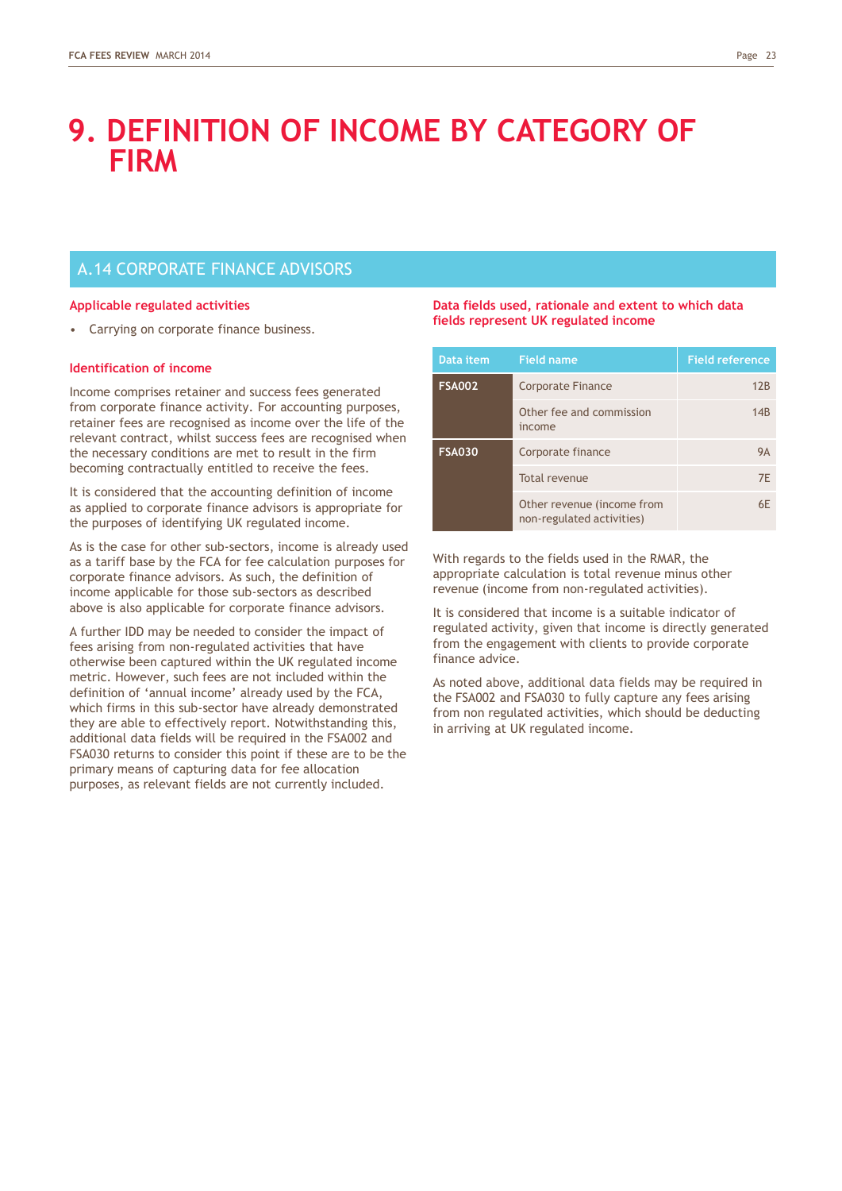# 9. DEFINITION OF INCOME BY CATEGORY OF FIRM

## A.14 CORPORATE FINANCE ADVISORS

### Applicable regulated activities

- Carrying on corporate finance business.

### Identification of income

Income comprises retainer and success fees generated from corporate finance activity. For accounting purposes, retainer fees are recognised as income over the life of the relevant contract, whilst success fees are recognised when the necessary conditions are met to result in the firm becoming contractually entitled to receive the fees.

It is considered that the accounting definition of income as applied to corporate finance advisors is appropriate for the purposes of identifying UK regulated income.

As is the case for other sub-sectors, income is already used as a tariff base by the FCA for fee calculation purposes for corporate finance advisors. As such, the definition of income applicable for those sub-sectors as described above is also applicable for corporate finance advisors.

A further IDD may be needed to consider the impact of fees arising from non-regulated activities that have otherwise been captured within the UK regulated income metric. However, such fees are not included within the definition of 'annual income' already used by the FCA, which firms in this sub-sector have already demonstrated they are able to effectively report. Notwithstanding this, additional data fields will be required in the FSA002 and FSA030 returns to consider this point if these are to be the primary means of capturing data for fee allocation purposes, as relevant fields are not currently included.

### Data fields used, rationale and extent to which data fields represent UK regulated income

| Data item | Field name | Field reference |
|---|---|---|
| FSA002 | Corporate Finance | 12B |
| | Other fee and commission income | 14B |
| FSA030 | Corporate finance | 9A |
| | Total revenue | 7E |
| | Other revenue (income from non-regulated activities) | 6E |

With regards to the fields used in the RMAR, the appropriate calculation is total revenue minus other revenue (income from non-regulated activities).

It is considered that income is a suitable indicator of regulated activity, given that income is directly generated from the engagement with clients to provide corporate finance advice.

As noted above, additional data fields may be required in the FSA002 and FSA030 to fully capture any fees arising from non regulated activities, which should be deducting in arriving at UK regulated income.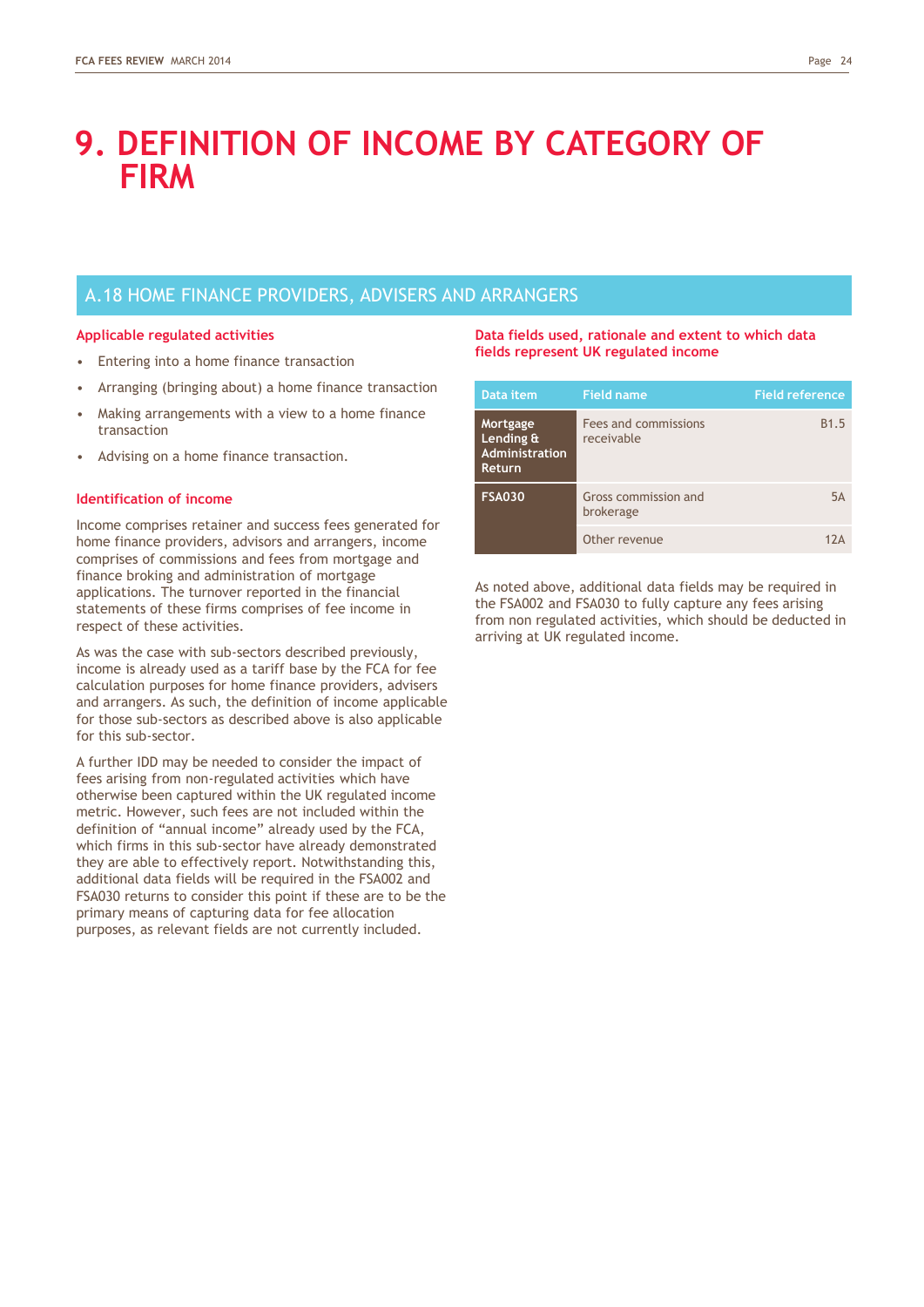# 9. DEFINITION OF INCOME BY CATEGORY OF FIRM

## A.18 HOME FINANCE PROVIDERS, ADVISERS AND ARRANGERS

### Applicable regulated activities

- Entering into a home finance transaction
- Arranging (bringing about) a home finance transaction
- Making arrangements with a view to a home finance transaction
- Advising on a home finance transaction.

### Identification of income

Income comprises retainer and success fees generated for home finance providers, advisors and arrangers, income comprises of commissions and fees from mortgage and finance broking and administration of mortgage applications. The turnover reported in the financial statements of these firms comprises of fee income in respect of these activities.

As was the case with sub-sectors described previously, income is already used as a tariff base by the FCA for fee calculation purposes for home finance providers, advisers and arrangers. As such, the definition of income applicable for those sub-sectors as described above is also applicable for this sub-sector.

A further IDD may be needed to consider the impact of fees arising from non-regulated activities which have otherwise been captured within the UK regulated income metric. However, such fees are not included within the definition of "annual income" already used by the FCA, which firms in this sub-sector have already demonstrated they are able to effectively report. Notwithstanding this, additional data fields will be required in the FSA002 and FSA030 returns to consider this point if these are to be the primary means of capturing data for fee allocation purposes, as relevant fields are not currently included.

### Data fields used, rationale and extent to which data fields represent UK regulated income

| Data item | Field name | Field reference |
|---|---|---|
| Mortgage Lending & Administration Return | Fees and commissions receivable | B1.5 |
| FSA030 | Gross commission and brokerage | 5A |
| | Other revenue | 12A |

As noted above, additional data fields may be required in the FSA002 and FSA030 to fully capture any fees arising from non regulated activities, which should be deducted in arriving at UK regulated income.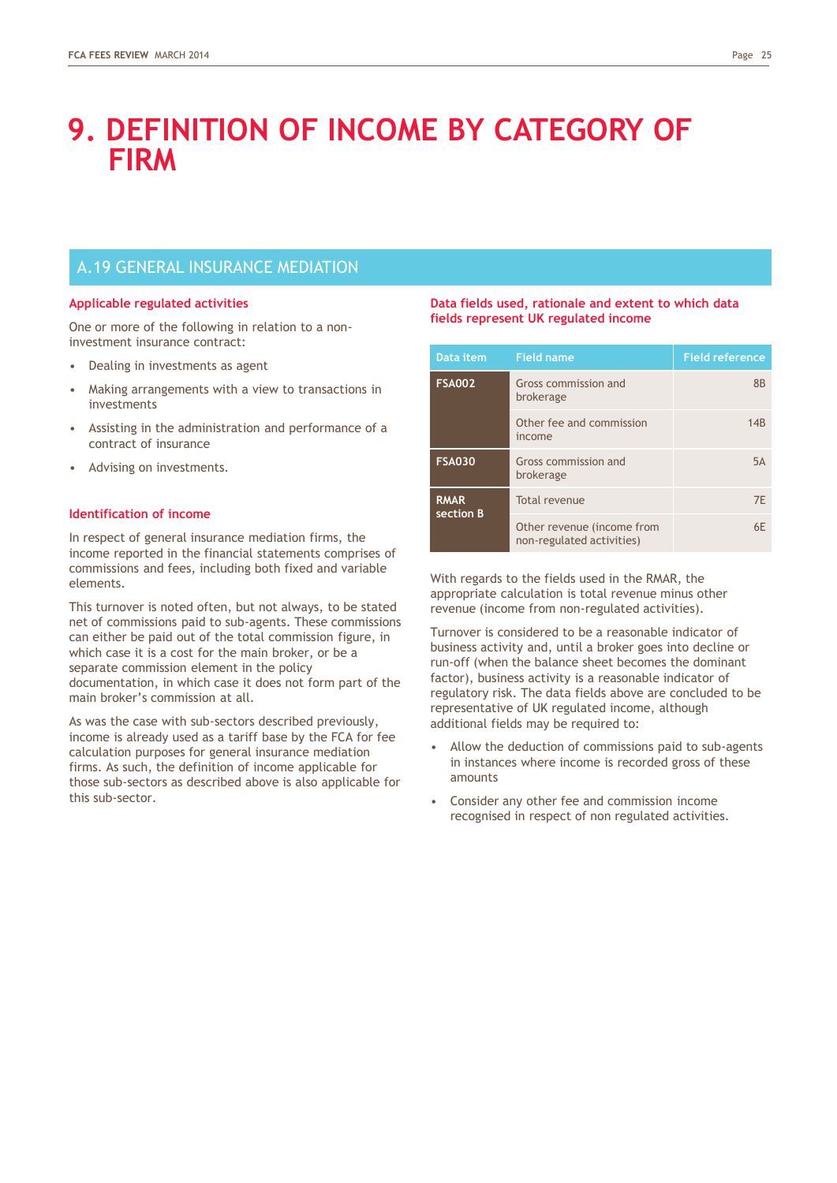// Page 25 of the FCA fees review – definition of income for general insurance mediation firms
# 9. DEFINITION OF INCOME BY CATEGORY OF FIRM

## A.19 GENERAL INSURANCE MEDIATION

### Applicable regulated activities

One or more of the following in relation to a non-investment insurance contract:

- Dealing in investments as agent
- Making arrangements with a view to transactions in investments
- Assisting in the administration and performance of a contract of insurance
- Advising on investments.

### Identification of income

In respect of general insurance mediation firms, the income reported in the financial statements comprises of commissions and fees, including both fixed and variable elements.

This turnover is noted often, but not always, to be stated net of commissions paid to sub-agents. These commissions can either be paid out of the total commission figure, in which case it is a cost for the main broker, or be a separate commission element in the policy documentation, in which case it does not form part of the main broker's commission at all.

As was the case with sub-sectors described previously, income is already used as a tariff base by the FCA for fee calculation purposes for general insurance mediation firms. As such, the definition of income applicable for those sub-sectors as described above is also applicable for this sub-sector.

### Data fields used, rationale and extent to which data fields represent UK regulated income

| Data item | Field name | Field reference |
|---|---|---|
| FSA002 | Gross commission and brokerage | 8B |
| | Other fee and commission income | 14B |
| FSA030 | Gross commission and brokerage | 5A |
| RMAR section B | Total revenue | 7E |
| | Other revenue (income from non-regulated activities) | 6E |

With regards to the fields used in the RMAR, the appropriate calculation is total revenue minus other revenue (income from non-regulated activities).

Turnover is considered to be a reasonable indicator of business activity and, until a broker goes into decline or run-off (when the balance sheet becomes the dominant factor), business activity is a reasonable indicator of regulatory risk. The data fields above are concluded to be representative of UK regulated income, although additional fields may be required to:

- Allow the deduction of commissions paid to sub-agents in instances where income is recorded gross of these amounts
- Consider any other fee and commission income recognised in respect of non regulated activities.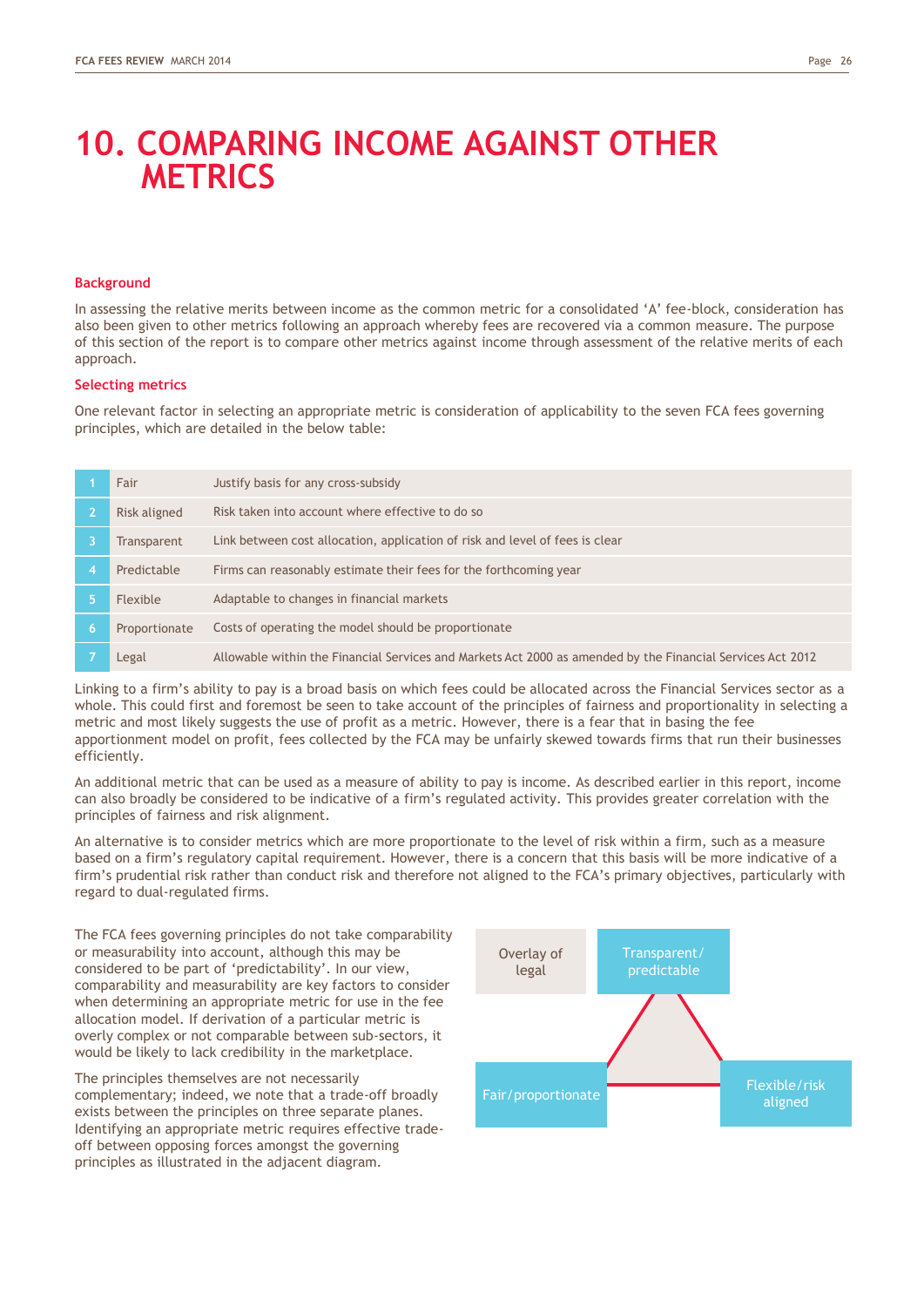# 10. COMPARING INCOME AGAINST OTHER METRICS

### Background

In assessing the relative merits between income as the common metric for a consolidated 'A' fee-block, consideration has also been given to other metrics following an approach whereby fees are recovered via a common measure. The purpose of this section of the report is to compare other metrics against income through assessment of the relative merits of each approach.

### Selecting metrics

One relevant factor in selecting an appropriate metric is consideration of applicability to the seven FCA fees governing principles, which are detailed in the below table:

| | | |
|---|---|---|
| 1 | Fair | Justify basis for any cross-subsidy |
| 2 | Risk aligned | Risk taken into account where effective to do so |
| 3 | Transparent | Link between cost allocation, application of risk and level of fees is clear |
| 4 | Predictable | Firms can reasonably estimate their fees for the forthcoming year |
| 5 | Flexible | Adaptable to changes in financial markets |
| 6 | Proportionate | Costs of operating the model should be proportionate |
| 7 | Legal | Allowable within the Financial Services and Markets Act 2000 as amended by the Financial Services Act 2012 |

Linking to a firm's ability to pay is a broad basis on which fees could be allocated across the Financial Services sector as a whole. This could first and foremost be seen to take account of the principles of fairness and proportionality in selecting a metric and most likely suggests the use of profit as a metric. However, there is a fear that in basing the fee apportionment model on profit, fees collected by the FCA may be unfairly skewed towards firms that run their businesses efficiently.

An additional metric that can be used as a measure of ability to pay is income. As described earlier in this report, income can also broadly be considered to be indicative of a firm's regulated activity. This provides greater correlation with the principles of fairness and risk alignment.

An alternative is to consider metrics which are more proportionate to the level of risk within a firm, such as a measure based on a firm's regulatory capital requirement. However, there is a concern that this basis will be more indicative of a firm's prudential risk rather than conduct risk and therefore not aligned to the FCA's primary objectives, particularly with regard to dual-regulated firms.

The FCA fees governing principles do not take comparability or measurability into account, although this may be considered to be part of 'predictability'. In our view, comparability and measurability are key factors to consider when determining an appropriate metric for use in the fee allocation model. If derivation of a particular metric is overly complex or not comparable between sub-sectors, it would be likely to lack credibility in the marketplace.

The principles themselves are not necessarily complementary; indeed, we note that a trade-off broadly exists between the principles on three separate planes. Identifying an appropriate metric requires effective trade-off between opposing forces amongst the governing principles as illustrated in the adjacent diagram.

Overlay of legal

Transparent/ predictable

Fair/proportionate

Flexible/risk aligned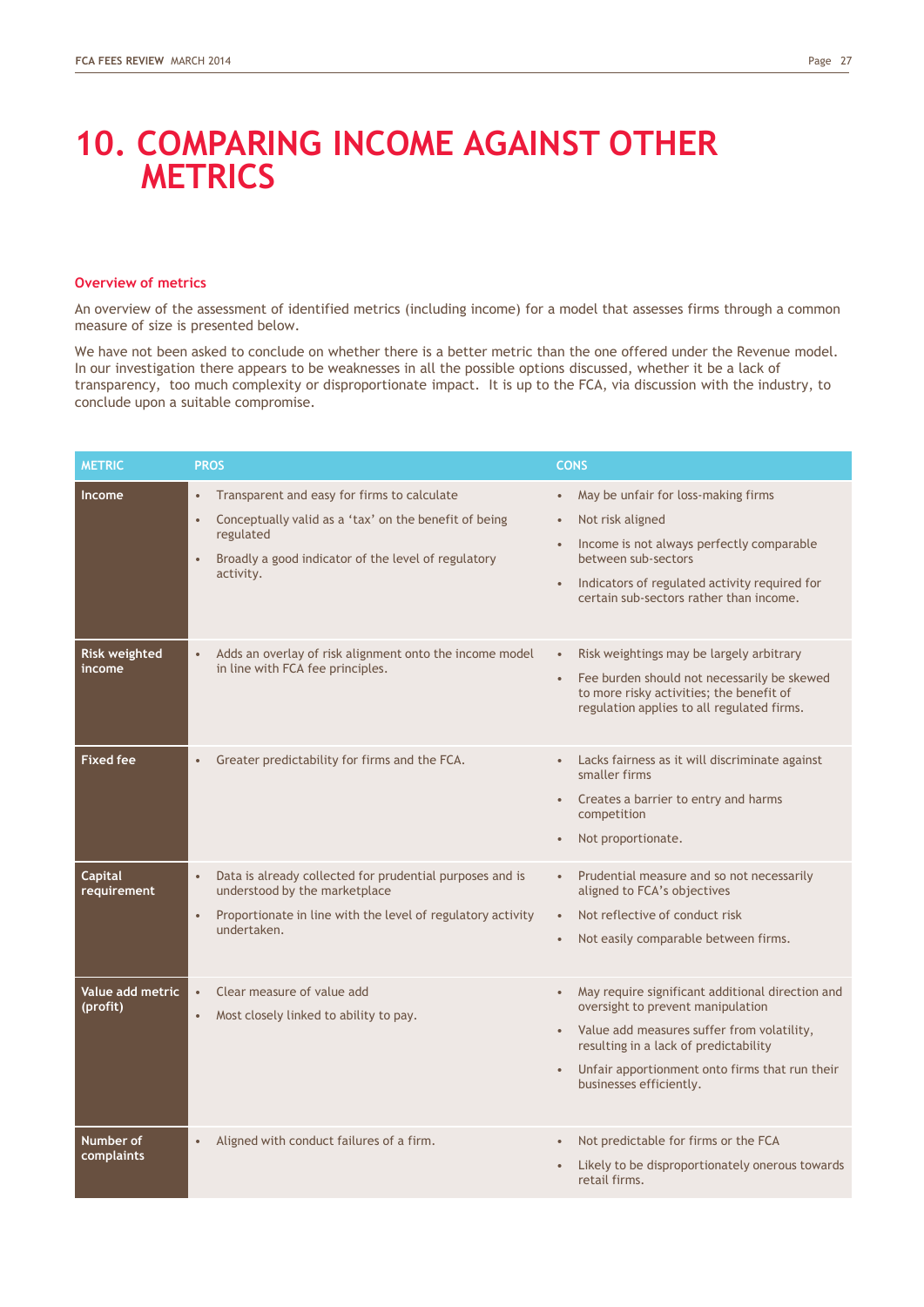# 10. COMPARING INCOME AGAINST OTHER METRICS

### Overview of metrics

An overview of the assessment of identified metrics (including income) for a model that assesses firms through a common measure of size is presented below.

We have not been asked to conclude on whether there is a better metric than the one offered under the Revenue model. In our investigation there appears to be weaknesses in all the possible options discussed, whether it be a lack of transparency, too much complexity or disproportionate impact. It is up to the FCA, via discussion with the industry, to conclude upon a suitable compromise.

| METRIC | PROS | CONS |
|---|---|---|
| **Income** | • Transparent and easy for firms to calculate<br>• Conceptually valid as a 'tax' on the benefit of being regulated<br>• Broadly a good indicator of the level of regulatory activity. | • May be unfair for loss-making firms<br>• Not risk aligned<br>• Income is not always perfectly comparable between sub-sectors<br>• Indicators of regulated activity required for certain sub-sectors rather than income. |
| **Risk weighted income** | • Adds an overlay of risk alignment onto the income model in line with FCA fee principles. | • Risk weightings may be largely arbitrary<br>• Fee burden should not necessarily be skewed to more risky activities; the benefit of regulation applies to all regulated firms. |
| **Fixed fee** | • Greater predictability for firms and the FCA. | • Lacks fairness as it will discriminate against smaller firms<br>• Creates a barrier to entry and harms competition<br>• Not proportionate. |
| **Capital requirement** | • Data is already collected for prudential purposes and is understood by the marketplace<br>• Proportionate in line with the level of regulatory activity undertaken. | • Prudential measure and so not necessarily aligned to FCA's objectives<br>• Not reflective of conduct risk<br>• Not easily comparable between firms. |
| **Value add metric (profit)** | • Clear measure of value add<br>• Most closely linked to ability to pay. | • May require significant additional direction and oversight to prevent manipulation<br>• Value add measures suffer from volatility, resulting in a lack of predictability<br>• Unfair apportionment onto firms that run their businesses efficiently. |
| **Number of complaints** | • Aligned with conduct failures of a firm. | • Not predictable for firms or the FCA<br>• Likely to be disproportionately onerous towards retail firms. |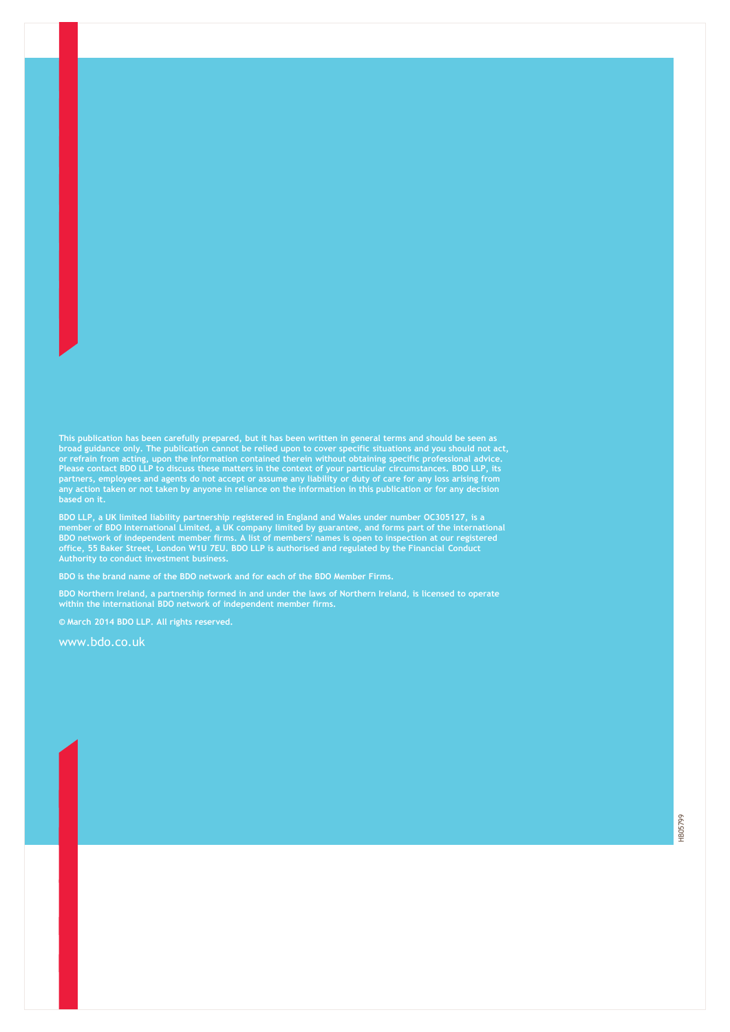**This publication has been carefully prepared, but it has been written in general terms and should be seen as broad guidance only. The publication cannot be relied upon to cover specific situations and you should not act, or refrain from acting, upon the information contained therein without obtaining specific professional advice. Please contact BDO LLP to discuss these matters in the context of your particular circumstances. BDO LLP, its partners, employees and agents do not accept or assume any liability or duty of care for any loss arising from any action taken or not taken by anyone in reliance on the information in this publication or for any decision based on it.**

**BDO LLP, a UK limited liability partnership registered in England and Wales under number OC305127, is a member of BDO International Limited, a UK company limited by guarantee, and forms part of the international BDO network of independent member firms. A list of members' names is open to inspection at our registered office, 55 Baker Street, London W1U 7EU. BDO LLP is authorised and regulated by the Financial Conduct Authority to conduct investment business.**

**BDO is the brand name of the BDO network and for each of the BDO Member Firms.**

**BDO Northern Ireland, a partnership formed in and under the laws of Northern Ireland, is licensed to operate within the international BDO network of independent member firms.**

**© March 2014 BDO LLP. All rights reserved.**

www.bdo.co.uk

HB05799